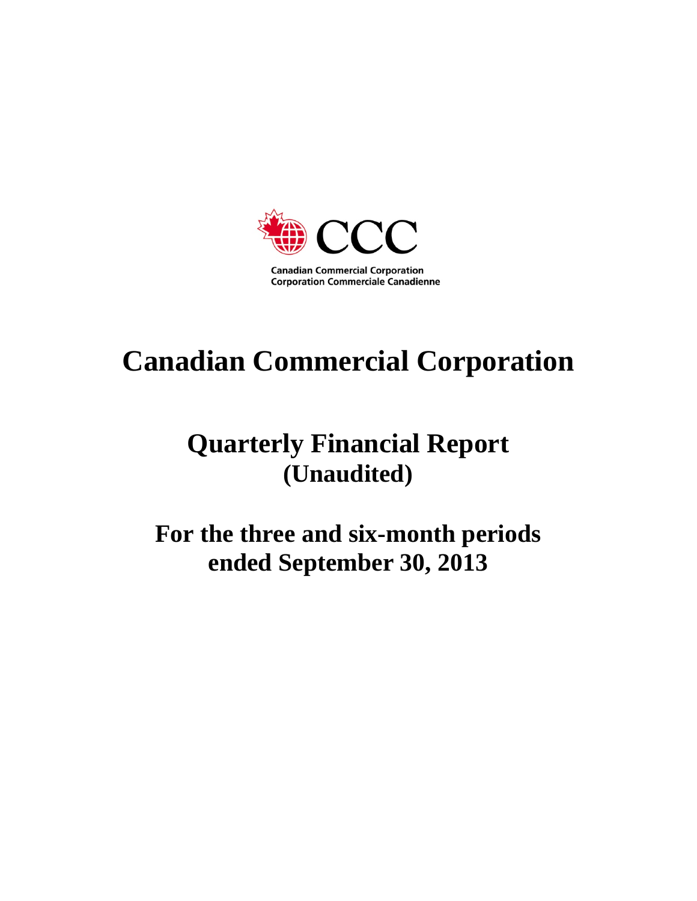CCC

Canadian Commercial Corporation
Corporation Commerciale Canadienne

# Canadian Commercial Corporation

## Quarterly Financial Report
## (Unaudited)

## For the three and six-month periods ended September 30, 2013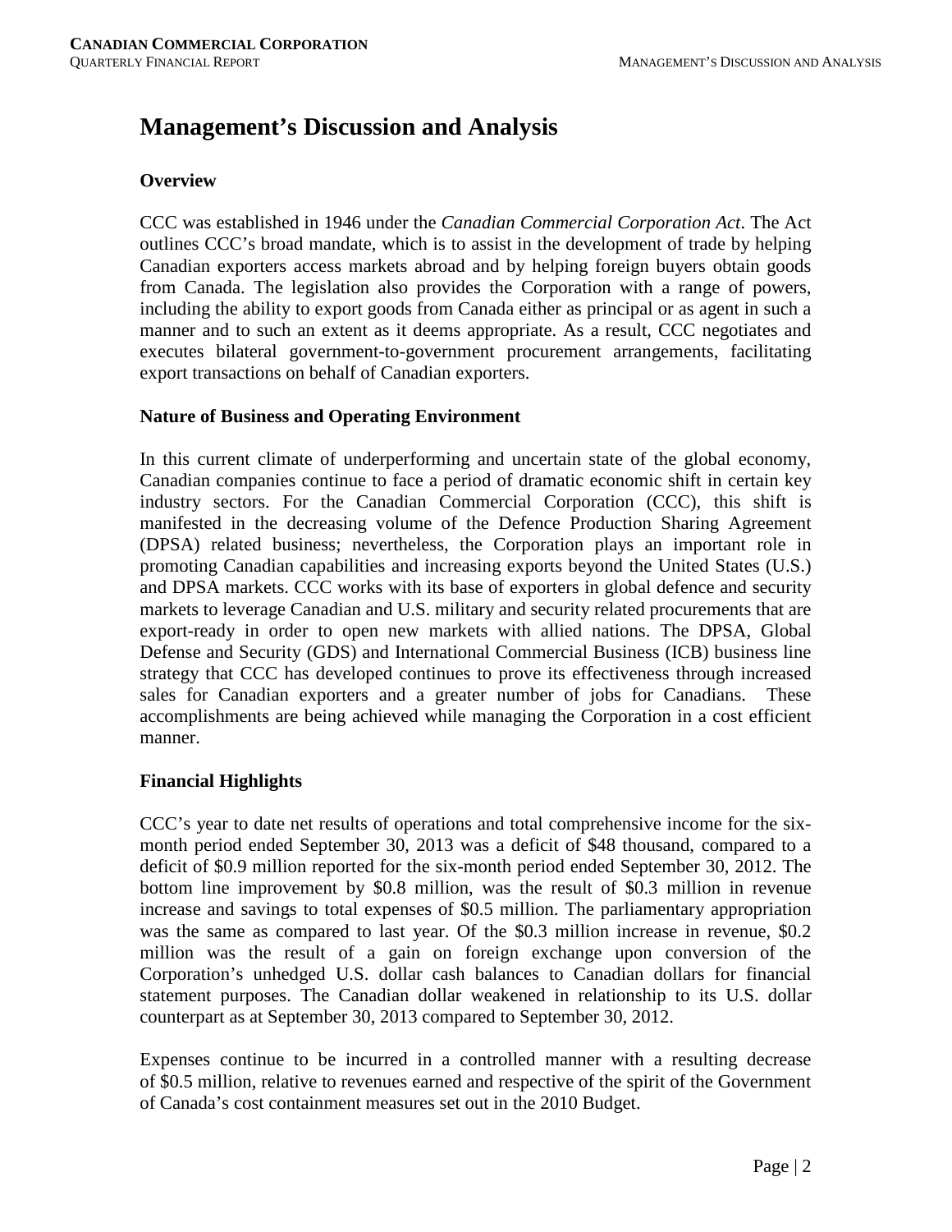# Management's Discussion and Analysis

## Overview

CCC was established in 1946 under the *Canadian Commercial Corporation Act*. The Act outlines CCC's broad mandate, which is to assist in the development of trade by helping Canadian exporters access markets abroad and by helping foreign buyers obtain goods from Canada. The legislation also provides the Corporation with a range of powers, including the ability to export goods from Canada either as principal or as agent in such a manner and to such an extent as it deems appropriate. As a result, CCC negotiates and executes bilateral government-to-government procurement arrangements, facilitating export transactions on behalf of Canadian exporters.

## Nature of Business and Operating Environment

In this current climate of underperforming and uncertain state of the global economy, Canadian companies continue to face a period of dramatic economic shift in certain key industry sectors. For the Canadian Commercial Corporation (CCC), this shift is manifested in the decreasing volume of the Defence Production Sharing Agreement (DPSA) related business; nevertheless, the Corporation plays an important role in promoting Canadian capabilities and increasing exports beyond the United States (U.S.) and DPSA markets. CCC works with its base of exporters in global defence and security markets to leverage Canadian and U.S. military and security related procurements that are export-ready in order to open new markets with allied nations. The DPSA, Global Defense and Security (GDS) and International Commercial Business (ICB) business line strategy that CCC has developed continues to prove its effectiveness through increased sales for Canadian exporters and a greater number of jobs for Canadians. These accomplishments are being achieved while managing the Corporation in a cost efficient manner.

## Financial Highlights

CCC's year to date net results of operations and total comprehensive income for the six-month period ended September 30, 2013 was a deficit of $48 thousand, compared to a deficit of $0.9 million reported for the six-month period ended September 30, 2012. The bottom line improvement by $0.8 million, was the result of $0.3 million in revenue increase and savings to total expenses of $0.5 million. The parliamentary appropriation was the same as compared to last year. Of the $0.3 million increase in revenue, $0.2 million was the result of a gain on foreign exchange upon conversion of the Corporation's unhedged U.S. dollar cash balances to Canadian dollars for financial statement purposes. The Canadian dollar weakened in relationship to its U.S. dollar counterpart as at September 30, 2013 compared to September 30, 2012.

Expenses continue to be incurred in a controlled manner with a resulting decrease of $0.5 million, relative to revenues earned and respective of the spirit of the Government of Canada's cost containment measures set out in the 2010 Budget.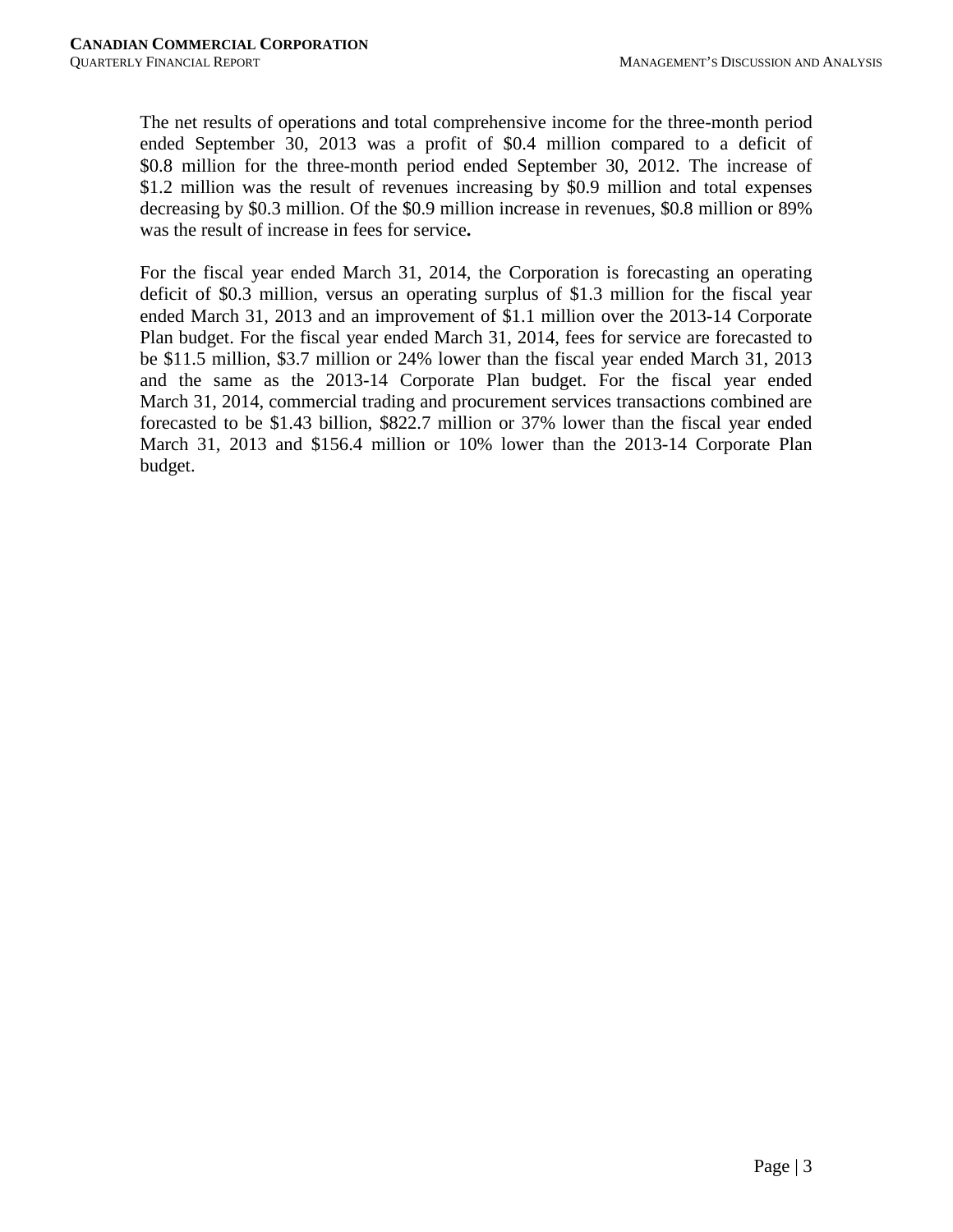The net results of operations and total comprehensive income for the three-month period ended September 30, 2013 was a profit of $0.4 million compared to a deficit of $0.8 million for the three-month period ended September 30, 2012. The increase of $1.2 million was the result of revenues increasing by $0.9 million and total expenses decreasing by $0.3 million. Of the $0.9 million increase in revenues, $0.8 million or 89% was the result of increase in fees for service**.**

For the fiscal year ended March 31, 2014, the Corporation is forecasting an operating deficit of $0.3 million, versus an operating surplus of $1.3 million for the fiscal year ended March 31, 2013 and an improvement of $1.1 million over the 2013-14 Corporate Plan budget. For the fiscal year ended March 31, 2014, fees for service are forecasted to be $11.5 million, $3.7 million or 24% lower than the fiscal year ended March 31, 2013 and the same as the 2013-14 Corporate Plan budget. For the fiscal year ended March 31, 2014, commercial trading and procurement services transactions combined are forecasted to be $1.43 billion, $822.7 million or 37% lower than the fiscal year ended March 31, 2013 and $156.4 million or 10% lower than the 2013-14 Corporate Plan budget.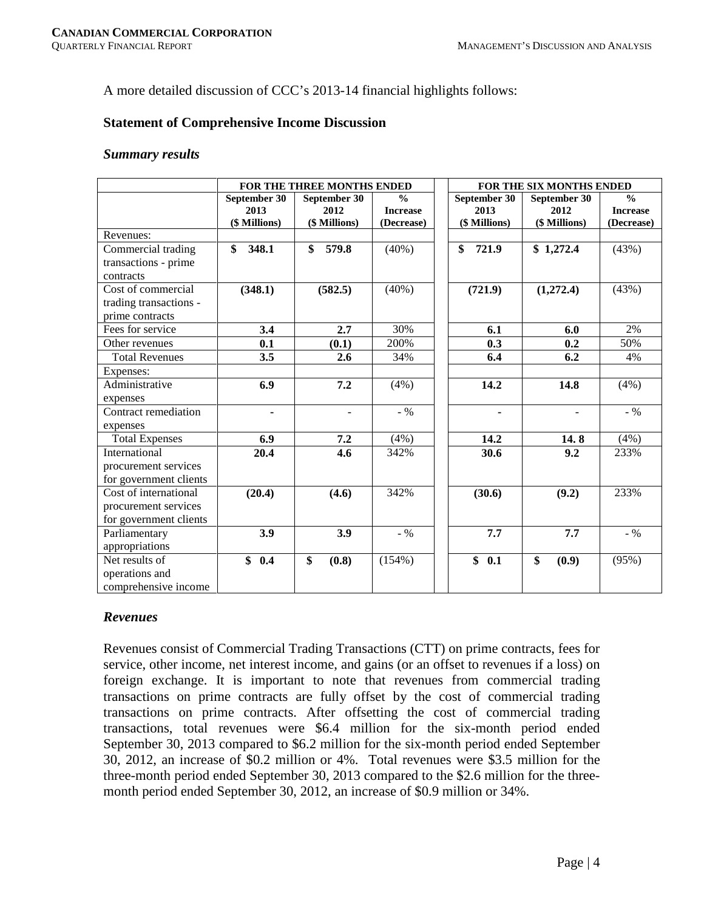A more detailed discussion of CCC's 2013-14 financial highlights follows:

**Statement of Comprehensive Income Discussion**

***Summary results***

| | FOR THE THREE MONTHS ENDED | | | | FOR THE SIX MONTHS ENDED | | |
|---|---|---|---|---|---|---|---|
| | September 30 2013 ($ Millions) | September 30 2012 ($ Millions) | % Increase (Decrease) | | September 30 2013 ($ Millions) | September 30 2012 ($ Millions) | % Increase (Decrease) |
| Revenues: | | | | | | | |
| Commercial trading transactions - prime contracts | **$ 348.1** | **$ 579.8** | (40%) | | **$ 721.9** | **$ 1,272.4** | (43%) |
| Cost of commercial trading transactions - prime contracts | **(348.1)** | **(582.5)** | (40%) | | **(721.9)** | **(1,272.4)** | (43%) |
| Fees for service | **3.4** | **2.7** | 30% | | **6.1** | **6.0** | 2% |
| Other revenues | **0.1** | **(0.1)** | 200% | | **0.3** | **0.2** | 50% |
| Total Revenues | **3.5** | **2.6** | 34% | | **6.4** | **6.2** | 4% |
| Expenses: | | | | | | | |
| Administrative expenses | **6.9** | **7.2** | (4%) | | **14.2** | **14.8** | (4%) |
| Contract remediation expenses | **-** | - | - % | | **-** | - | - % |
| Total Expenses | **6.9** | **7.2** | (4%) | | **14.2** | **14. 8** | (4%) |
| International procurement services for government clients | **20.4** | **4.6** | 342% | | **30.6** | **9.2** | 233% |
| Cost of international procurement services for government clients | **(20.4)** | **(4.6)** | 342% | | **(30.6)** | **(9.2)** | 233% |
| Parliamentary appropriations | **3.9** | **3.9** | - % | | **7.7** | **7.7** | - % |
| Net results of operations and comprehensive income | **$ 0.4** | **$ (0.8)** | (154%) | | **$ 0.1** | **$ (0.9)** | (95%) |

***Revenues***

Revenues consist of Commercial Trading Transactions (CTT) on prime contracts, fees for service, other income, net interest income, and gains (or an offset to revenues if a loss) on foreign exchange. It is important to note that revenues from commercial trading transactions on prime contracts are fully offset by the cost of commercial trading transactions on prime contracts. After offsetting the cost of commercial trading transactions, total revenues were $6.4 million for the six-month period ended September 30, 2013 compared to $6.2 million for the six-month period ended September 30, 2012, an increase of $0.2 million or 4%. Total revenues were $3.5 million for the three-month period ended September 30, 2013 compared to the $2.6 million for the three-month period ended September 30, 2012, an increase of $0.9 million or 34%.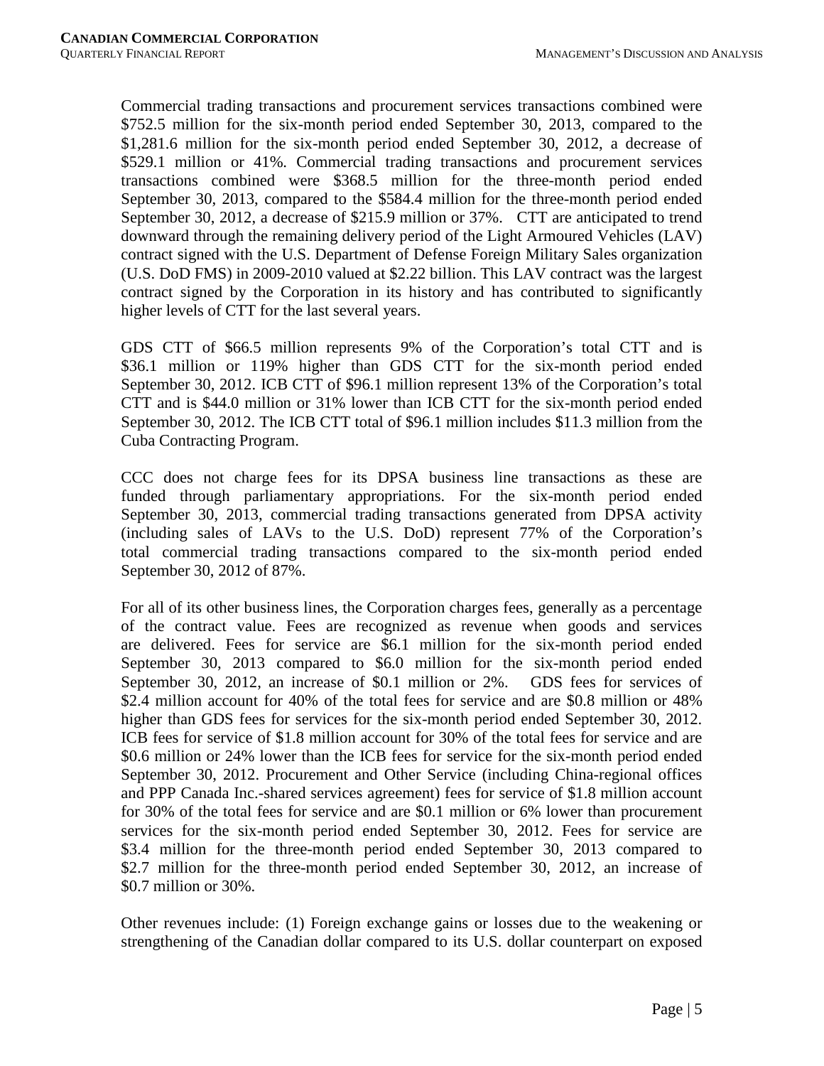Commercial trading transactions and procurement services transactions combined were $752.5 million for the six-month period ended September 30, 2013, compared to the $1,281.6 million for the six-month period ended September 30, 2012, a decrease of $529.1 million or 41%. Commercial trading transactions and procurement services transactions combined were $368.5 million for the three-month period ended September 30, 2013, compared to the $584.4 million for the three-month period ended September 30, 2012, a decrease of $215.9 million or 37%. CTT are anticipated to trend downward through the remaining delivery period of the Light Armoured Vehicles (LAV) contract signed with the U.S. Department of Defense Foreign Military Sales organization (U.S. DoD FMS) in 2009-2010 valued at $2.22 billion. This LAV contract was the largest contract signed by the Corporation in its history and has contributed to significantly higher levels of CTT for the last several years.

GDS CTT of $66.5 million represents 9% of the Corporation's total CTT and is $36.1 million or 119% higher than GDS CTT for the six-month period ended September 30, 2012. ICB CTT of $96.1 million represent 13% of the Corporation's total CTT and is $44.0 million or 31% lower than ICB CTT for the six-month period ended September 30, 2012. The ICB CTT total of $96.1 million includes $11.3 million from the Cuba Contracting Program.

CCC does not charge fees for its DPSA business line transactions as these are funded through parliamentary appropriations. For the six-month period ended September 30, 2013, commercial trading transactions generated from DPSA activity (including sales of LAVs to the U.S. DoD) represent 77% of the Corporation's total commercial trading transactions compared to the six-month period ended September 30, 2012 of 87%.

For all of its other business lines, the Corporation charges fees, generally as a percentage of the contract value. Fees are recognized as revenue when goods and services are delivered. Fees for service are $6.1 million for the six-month period ended September 30, 2013 compared to $6.0 million for the six-month period ended September 30, 2012, an increase of $0.1 million or 2%. GDS fees for services of $2.4 million account for 40% of the total fees for service and are $0.8 million or 48% higher than GDS fees for services for the six-month period ended September 30, 2012. ICB fees for service of $1.8 million account for 30% of the total fees for service and are $0.6 million or 24% lower than the ICB fees for service for the six-month period ended September 30, 2012. Procurement and Other Service (including China-regional offices and PPP Canada Inc.-shared services agreement) fees for service of $1.8 million account for 30% of the total fees for service and are $0.1 million or 6% lower than procurement services for the six-month period ended September 30, 2012. Fees for service are $3.4 million for the three-month period ended September 30, 2013 compared to $2.7 million for the three-month period ended September 30, 2012, an increase of $0.7 million or 30%.

Other revenues include: (1) Foreign exchange gains or losses due to the weakening or strengthening of the Canadian dollar compared to its U.S. dollar counterpart on exposed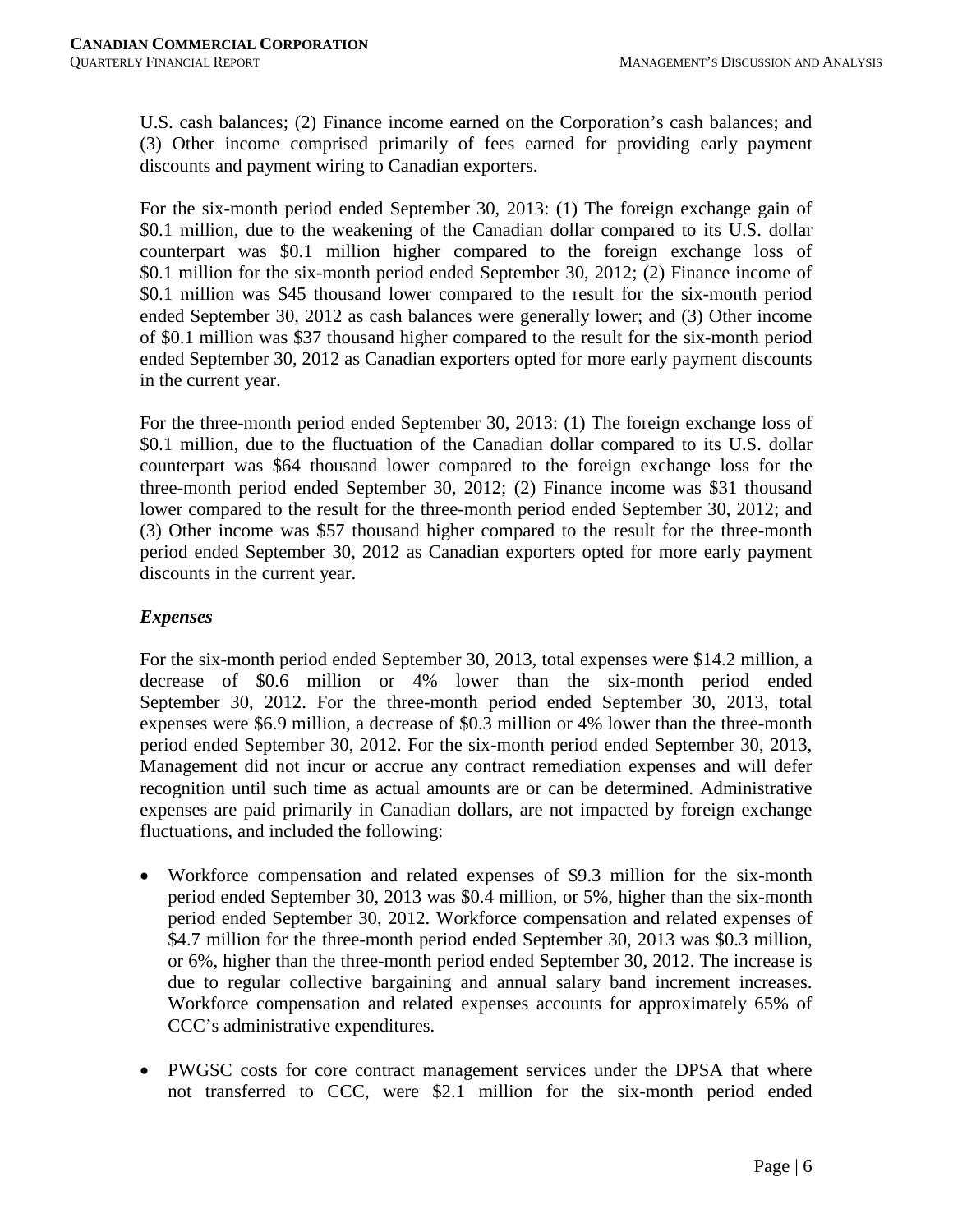U.S. cash balances; (2) Finance income earned on the Corporation's cash balances; and (3) Other income comprised primarily of fees earned for providing early payment discounts and payment wiring to Canadian exporters.

For the six-month period ended September 30, 2013: (1) The foreign exchange gain of $0.1 million, due to the weakening of the Canadian dollar compared to its U.S. dollar counterpart was $0.1 million higher compared to the foreign exchange loss of $0.1 million for the six-month period ended September 30, 2012; (2) Finance income of $0.1 million was $45 thousand lower compared to the result for the six-month period ended September 30, 2012 as cash balances were generally lower; and (3) Other income of $0.1 million was $37 thousand higher compared to the result for the six-month period ended September 30, 2012 as Canadian exporters opted for more early payment discounts in the current year.

For the three-month period ended September 30, 2013: (1) The foreign exchange loss of $0.1 million, due to the fluctuation of the Canadian dollar compared to its U.S. dollar counterpart was $64 thousand lower compared to the foreign exchange loss for the three-month period ended September 30, 2012; (2) Finance income was $31 thousand lower compared to the result for the three-month period ended September 30, 2012; and (3) Other income was $57 thousand higher compared to the result for the three-month period ended September 30, 2012 as Canadian exporters opted for more early payment discounts in the current year.

### *Expenses*

For the six-month period ended September 30, 2013, total expenses were $14.2 million, a decrease of $0.6 million or 4% lower than the six-month period ended September 30, 2012. For the three-month period ended September 30, 2013, total expenses were $6.9 million, a decrease of $0.3 million or 4% lower than the three-month period ended September 30, 2012. For the six-month period ended September 30, 2013, Management did not incur or accrue any contract remediation expenses and will defer recognition until such time as actual amounts are or can be determined. Administrative expenses are paid primarily in Canadian dollars, are not impacted by foreign exchange fluctuations, and included the following:

- Workforce compensation and related expenses of $9.3 million for the six-month period ended September 30, 2013 was $0.4 million, or 5%, higher than the six-month period ended September 30, 2012. Workforce compensation and related expenses of $4.7 million for the three-month period ended September 30, 2013 was $0.3 million, or 6%, higher than the three-month period ended September 30, 2012. The increase is due to regular collective bargaining and annual salary band increment increases. Workforce compensation and related expenses accounts for approximately 65% of CCC's administrative expenditures.

- PWGSC costs for core contract management services under the DPSA that where not transferred to CCC, were $2.1 million for the six-month period ended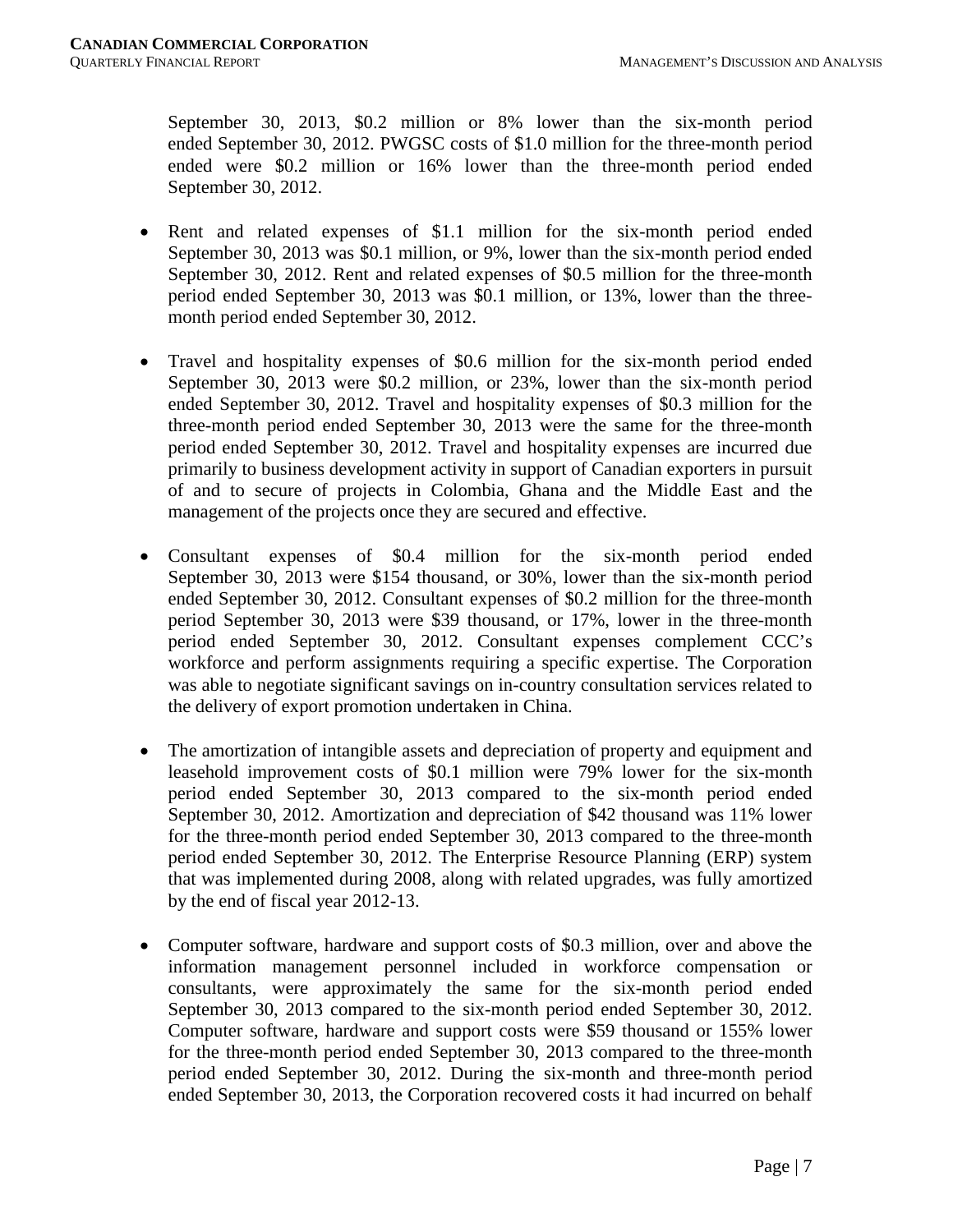September 30, 2013, $0.2 million or 8% lower than the six-month period ended September 30, 2012. PWGSC costs of $1.0 million for the three-month period ended were $0.2 million or 16% lower than the three-month period ended September 30, 2012.

- Rent and related expenses of $1.1 million for the six-month period ended September 30, 2013 was $0.1 million, or 9%, lower than the six-month period ended September 30, 2012. Rent and related expenses of $0.5 million for the three-month period ended September 30, 2013 was $0.1 million, or 13%, lower than the three-month period ended September 30, 2012.

- Travel and hospitality expenses of $0.6 million for the six-month period ended September 30, 2013 were $0.2 million, or 23%, lower than the six-month period ended September 30, 2012. Travel and hospitality expenses of $0.3 million for the three-month period ended September 30, 2013 were the same for the three-month period ended September 30, 2012. Travel and hospitality expenses are incurred due primarily to business development activity in support of Canadian exporters in pursuit of and to secure of projects in Colombia, Ghana and the Middle East and the management of the projects once they are secured and effective.

- Consultant expenses of $0.4 million for the six-month period ended September 30, 2013 were $154 thousand, or 30%, lower than the six-month period ended September 30, 2012. Consultant expenses of $0.2 million for the three-month period September 30, 2013 were $39 thousand, or 17%, lower in the three-month period ended September 30, 2012. Consultant expenses complement CCC's workforce and perform assignments requiring a specific expertise. The Corporation was able to negotiate significant savings on in-country consultation services related to the delivery of export promotion undertaken in China.

- The amortization of intangible assets and depreciation of property and equipment and leasehold improvement costs of $0.1 million were 79% lower for the six-month period ended September 30, 2013 compared to the six-month period ended September 30, 2012. Amortization and depreciation of $42 thousand was 11% lower for the three-month period ended September 30, 2013 compared to the three-month period ended September 30, 2012. The Enterprise Resource Planning (ERP) system that was implemented during 2008, along with related upgrades, was fully amortized by the end of fiscal year 2012-13.

- Computer software, hardware and support costs of $0.3 million, over and above the information management personnel included in workforce compensation or consultants, were approximately the same for the six-month period ended September 30, 2013 compared to the six-month period ended September 30, 2012. Computer software, hardware and support costs were $59 thousand or 155% lower for the three-month period ended September 30, 2013 compared to the three-month period ended September 30, 2012. During the six-month and three-month period ended September 30, 2013, the Corporation recovered costs it had incurred on behalf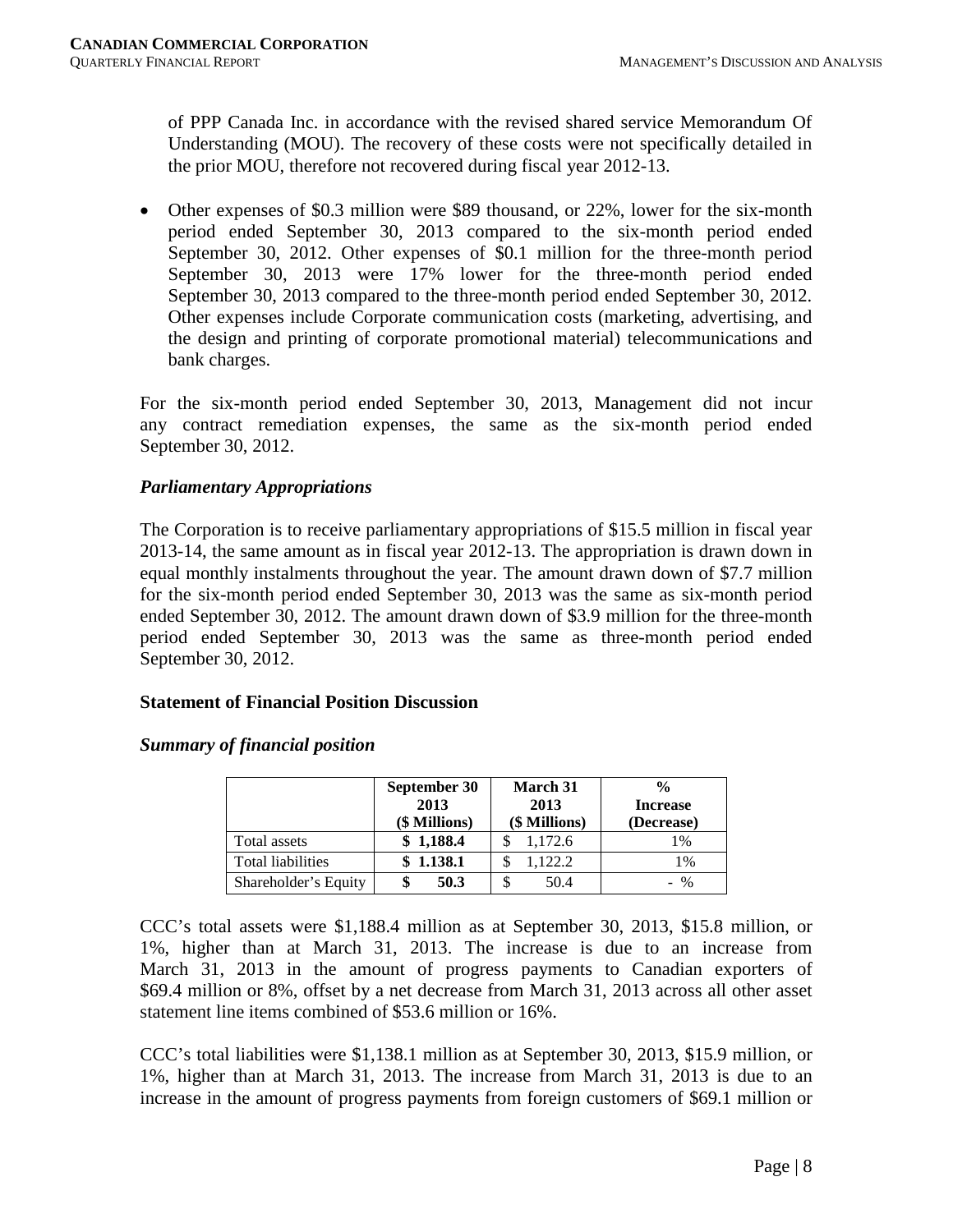of PPP Canada Inc. in accordance with the revised shared service Memorandum Of Understanding (MOU). The recovery of these costs were not specifically detailed in the prior MOU, therefore not recovered during fiscal year 2012-13.

- Other expenses of $0.3 million were $89 thousand, or 22%, lower for the six-month period ended September 30, 2013 compared to the six-month period ended September 30, 2012. Other expenses of $0.1 million for the three-month period September 30, 2013 were 17% lower for the three-month period ended September 30, 2013 compared to the three-month period ended September 30, 2012. Other expenses include Corporate communication costs (marketing, advertising, and the design and printing of corporate promotional material) telecommunications and bank charges.

For the six-month period ended September 30, 2013, Management did not incur any contract remediation expenses, the same as the six-month period ended September 30, 2012.

### *Parliamentary Appropriations*

The Corporation is to receive parliamentary appropriations of $15.5 million in fiscal year 2013-14, the same amount as in fiscal year 2012-13. The appropriation is drawn down in equal monthly instalments throughout the year. The amount drawn down of $7.7 million for the six-month period ended September 30, 2013 was the same as six-month period ended September 30, 2012. The amount drawn down of $3.9 million for the three-month period ended September 30, 2013 was the same as three-month period ended September 30, 2012.

## Statement of Financial Position Discussion

### *Summary of financial position*

| | September 30 2013 ($ Millions) | March 31 2013 ($ Millions) | % Increase (Decrease) |
|---|---|---|---|
| Total assets | **$ 1,188.4** | $ 1,172.6 | 1% |
| Total liabilities | **$ 1.138.1** | $ 1,122.2 | 1% |
| Shareholder's Equity | **$ 50.3** | $ 50.4 | - % |

CCC's total assets were $1,188.4 million as at September 30, 2013, $15.8 million, or 1%, higher than at March 31, 2013. The increase is due to an increase from March 31, 2013 in the amount of progress payments to Canadian exporters of $69.4 million or 8%, offset by a net decrease from March 31, 2013 across all other asset statement line items combined of $53.6 million or 16%.

CCC's total liabilities were $1,138.1 million as at September 30, 2013, $15.9 million, or 1%, higher than at March 31, 2013. The increase from March 31, 2013 is due to an increase in the amount of progress payments from foreign customers of $69.1 million or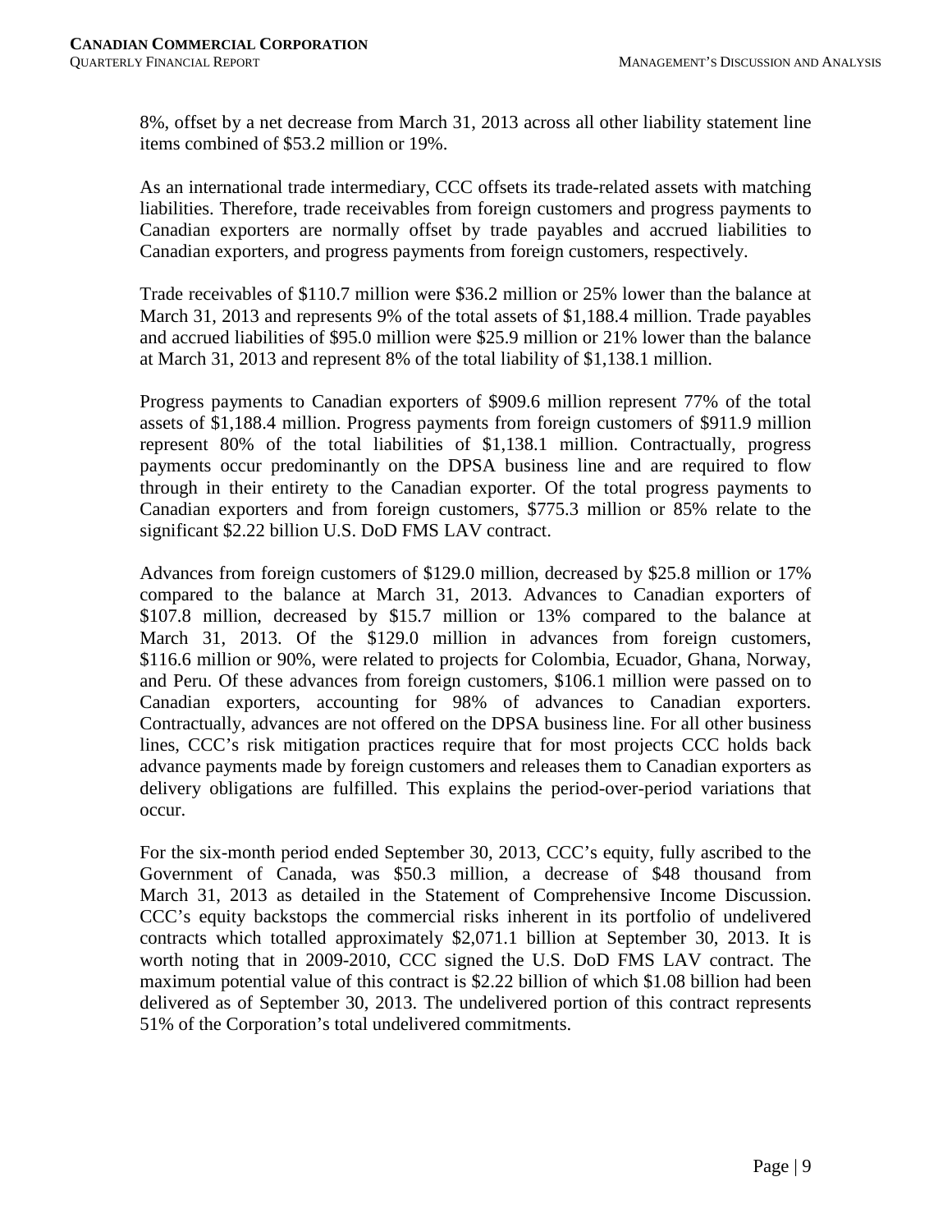8%, offset by a net decrease from March 31, 2013 across all other liability statement line items combined of $53.2 million or 19%.

As an international trade intermediary, CCC offsets its trade-related assets with matching liabilities. Therefore, trade receivables from foreign customers and progress payments to Canadian exporters are normally offset by trade payables and accrued liabilities to Canadian exporters, and progress payments from foreign customers, respectively.

Trade receivables of $110.7 million were $36.2 million or 25% lower than the balance at March 31, 2013 and represents 9% of the total assets of $1,188.4 million. Trade payables and accrued liabilities of $95.0 million were $25.9 million or 21% lower than the balance at March 31, 2013 and represent 8% of the total liability of $1,138.1 million.

Progress payments to Canadian exporters of $909.6 million represent 77% of the total assets of $1,188.4 million. Progress payments from foreign customers of $911.9 million represent 80% of the total liabilities of $1,138.1 million. Contractually, progress payments occur predominantly on the DPSA business line and are required to flow through in their entirety to the Canadian exporter. Of the total progress payments to Canadian exporters and from foreign customers, $775.3 million or 85% relate to the significant $2.22 billion U.S. DoD FMS LAV contract.

Advances from foreign customers of $129.0 million, decreased by $25.8 million or 17% compared to the balance at March 31, 2013. Advances to Canadian exporters of $107.8 million, decreased by $15.7 million or 13% compared to the balance at March 31, 2013. Of the $129.0 million in advances from foreign customers, $116.6 million or 90%, were related to projects for Colombia, Ecuador, Ghana, Norway, and Peru. Of these advances from foreign customers, $106.1 million were passed on to Canadian exporters, accounting for 98% of advances to Canadian exporters. Contractually, advances are not offered on the DPSA business line. For all other business lines, CCC's risk mitigation practices require that for most projects CCC holds back advance payments made by foreign customers and releases them to Canadian exporters as delivery obligations are fulfilled. This explains the period-over-period variations that occur.

For the six-month period ended September 30, 2013, CCC's equity, fully ascribed to the Government of Canada, was $50.3 million, a decrease of $48 thousand from March 31, 2013 as detailed in the Statement of Comprehensive Income Discussion. CCC's equity backstops the commercial risks inherent in its portfolio of undelivered contracts which totalled approximately $2,071.1 billion at September 30, 2013. It is worth noting that in 2009-2010, CCC signed the U.S. DoD FMS LAV contract. The maximum potential value of this contract is $2.22 billion of which $1.08 billion had been delivered as of September 30, 2013. The undelivered portion of this contract represents 51% of the Corporation's total undelivered commitments.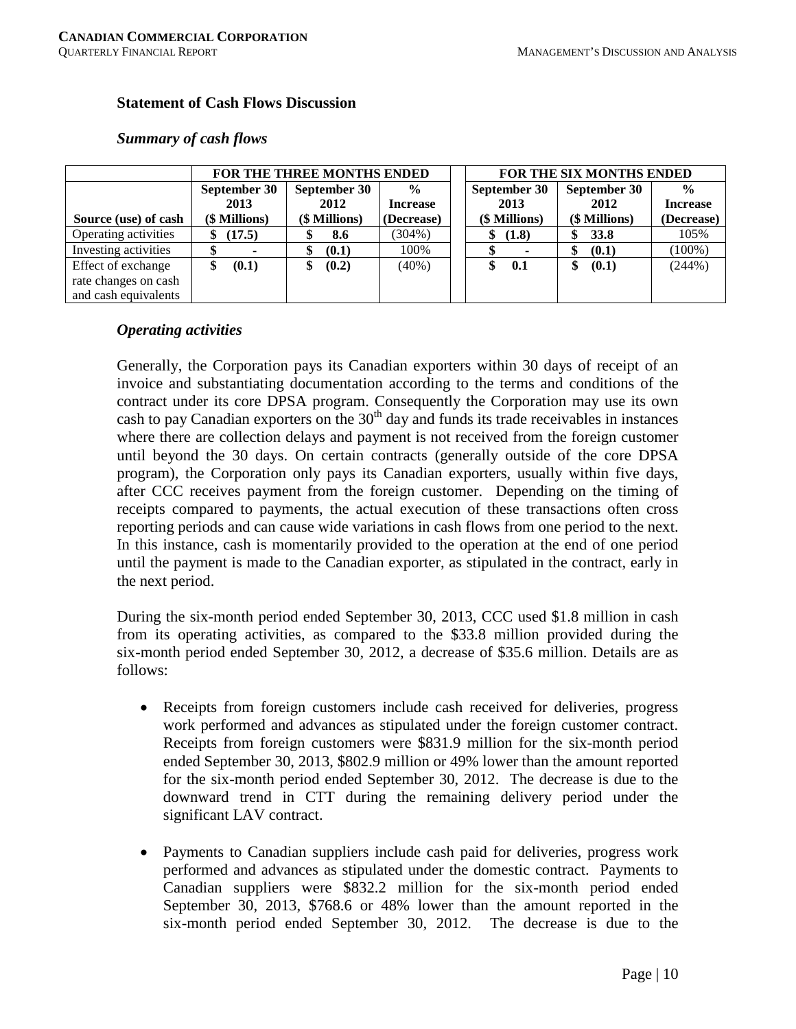### Statement of Cash Flows Discussion

#### *Summary of cash flows*

| | FOR THE THREE MONTHS ENDED | | | FOR THE SIX MONTHS ENDED | | |
|---|---|---|---|---|---|---|
| Source (use) of cash | September 30 2013 ($ Millions) | September 30 2012 ($ Millions) | % Increase (Decrease) | September 30 2013 ($ Millions) | September 30 2012 ($ Millions) | % Increase (Decrease) |
| Operating activities | $ (17.5) | $ 8.6 | (304%) | $ (1.8) | $ 33.8 | 105% |
| Investing activities | $ - | $ (0.1) | 100% | $ - | $ (0.1) | (100%) |
| Effect of exchange rate changes on cash and cash equivalents | $ (0.1) | $ (0.2) | (40%) | $ 0.1 | $ (0.1) | (244%) |

#### *Operating activities*

Generally, the Corporation pays its Canadian exporters within 30 days of receipt of an invoice and substantiating documentation according to the terms and conditions of the contract under its core DPSA program. Consequently the Corporation may use its own cash to pay Canadian exporters on the 30th day and funds its trade receivables in instances where there are collection delays and payment is not received from the foreign customer until beyond the 30 days. On certain contracts (generally outside of the core DPSA program), the Corporation only pays its Canadian exporters, usually within five days, after CCC receives payment from the foreign customer. Depending on the timing of receipts compared to payments, the actual execution of these transactions often cross reporting periods and can cause wide variations in cash flows from one period to the next. In this instance, cash is momentarily provided to the operation at the end of one period until the payment is made to the Canadian exporter, as stipulated in the contract, early in the next period.

During the six-month period ended September 30, 2013, CCC used $1.8 million in cash from its operating activities, as compared to the $33.8 million provided during the six-month period ended September 30, 2012, a decrease of $35.6 million. Details are as follows:

- Receipts from foreign customers include cash received for deliveries, progress work performed and advances as stipulated under the foreign customer contract. Receipts from foreign customers were $831.9 million for the six-month period ended September 30, 2013, $802.9 million or 49% lower than the amount reported for the six-month period ended September 30, 2012. The decrease is due to the downward trend in CTT during the remaining delivery period under the significant LAV contract.

- Payments to Canadian suppliers include cash paid for deliveries, progress work performed and advances as stipulated under the domestic contract. Payments to Canadian suppliers were $832.2 million for the six-month period ended September 30, 2013, $768.6 or 48% lower than the amount reported in the six-month period ended September 30, 2012. The decrease is due to the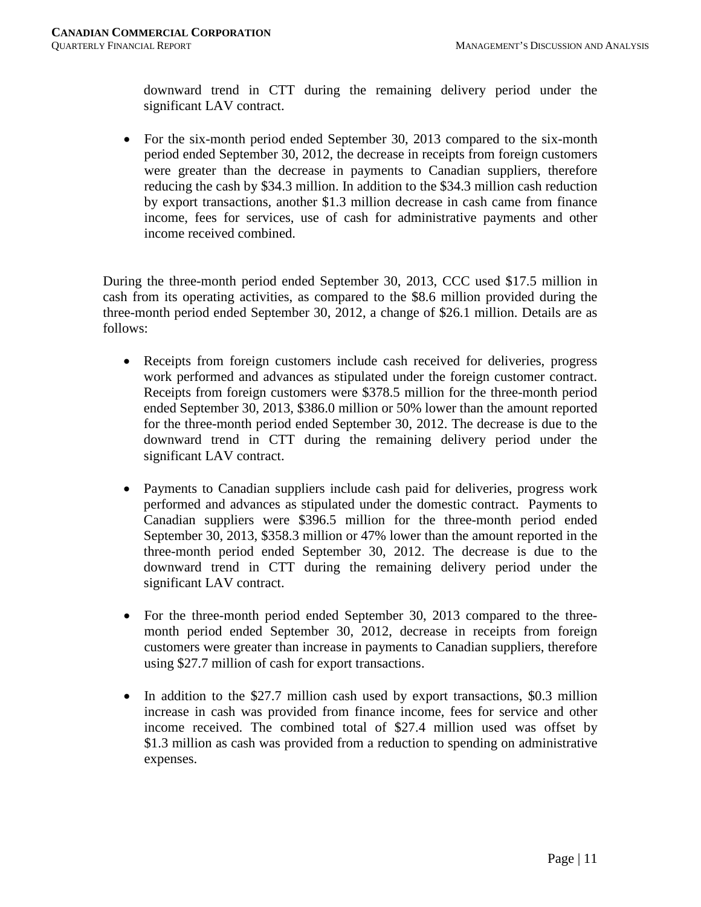downward trend in CTT during the remaining delivery period under the significant LAV contract.

- For the six-month period ended September 30, 2013 compared to the six-month period ended September 30, 2012, the decrease in receipts from foreign customers were greater than the decrease in payments to Canadian suppliers, therefore reducing the cash by $34.3 million. In addition to the $34.3 million cash reduction by export transactions, another $1.3 million decrease in cash came from finance income, fees for services, use of cash for administrative payments and other income received combined.

During the three-month period ended September 30, 2013, CCC used $17.5 million in cash from its operating activities, as compared to the $8.6 million provided during the three-month period ended September 30, 2012, a change of $26.1 million. Details are as follows:

- Receipts from foreign customers include cash received for deliveries, progress work performed and advances as stipulated under the foreign customer contract. Receipts from foreign customers were $378.5 million for the three-month period ended September 30, 2013, $386.0 million or 50% lower than the amount reported for the three-month period ended September 30, 2012. The decrease is due to the downward trend in CTT during the remaining delivery period under the significant LAV contract.

- Payments to Canadian suppliers include cash paid for deliveries, progress work performed and advances as stipulated under the domestic contract. Payments to Canadian suppliers were $396.5 million for the three-month period ended September 30, 2013, $358.3 million or 47% lower than the amount reported in the three-month period ended September 30, 2012. The decrease is due to the downward trend in CTT during the remaining delivery period under the significant LAV contract.

- For the three-month period ended September 30, 2013 compared to the three-month period ended September 30, 2012, decrease in receipts from foreign customers were greater than increase in payments to Canadian suppliers, therefore using $27.7 million of cash for export transactions.

- In addition to the $27.7 million cash used by export transactions, $0.3 million increase in cash was provided from finance income, fees for service and other income received. The combined total of $27.4 million used was offset by $1.3 million as cash was provided from a reduction to spending on administrative expenses.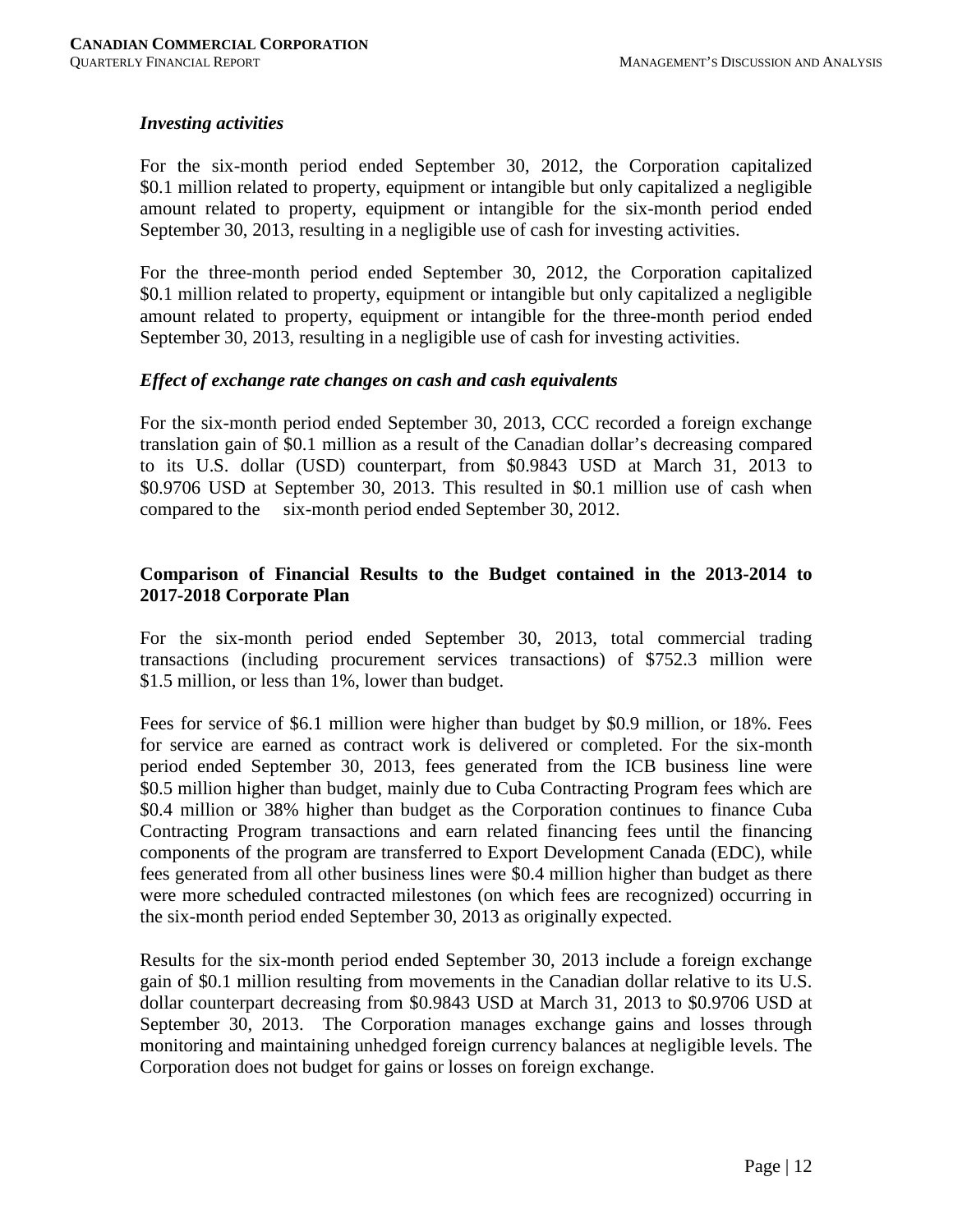### *Investing activities*

For the six-month period ended September 30, 2012, the Corporation capitalized \$0.1 million related to property, equipment or intangible but only capitalized a negligible amount related to property, equipment or intangible for the six-month period ended September 30, 2013, resulting in a negligible use of cash for investing activities.

For the three-month period ended September 30, 2012, the Corporation capitalized \$0.1 million related to property, equipment or intangible but only capitalized a negligible amount related to property, equipment or intangible for the three-month period ended September 30, 2013, resulting in a negligible use of cash for investing activities.

### *Effect of exchange rate changes on cash and cash equivalents*

For the six-month period ended September 30, 2013, CCC recorded a foreign exchange translation gain of \$0.1 million as a result of the Canadian dollar's decreasing compared to its U.S. dollar (USD) counterpart, from \$0.9843 USD at March 31, 2013 to \$0.9706 USD at September 30, 2013. This resulted in \$0.1 million use of cash when compared to the six-month period ended September 30, 2012.

## Comparison of Financial Results to the Budget contained in the 2013-2014 to 2017-2018 Corporate Plan

For the six-month period ended September 30, 2013, total commercial trading transactions (including procurement services transactions) of \$752.3 million were \$1.5 million, or less than 1%, lower than budget.

Fees for service of \$6.1 million were higher than budget by \$0.9 million, or 18%. Fees for service are earned as contract work is delivered or completed. For the six-month period ended September 30, 2013, fees generated from the ICB business line were \$0.5 million higher than budget, mainly due to Cuba Contracting Program fees which are \$0.4 million or 38% higher than budget as the Corporation continues to finance Cuba Contracting Program transactions and earn related financing fees until the financing components of the program are transferred to Export Development Canada (EDC), while fees generated from all other business lines were \$0.4 million higher than budget as there were more scheduled contracted milestones (on which fees are recognized) occurring in the six-month period ended September 30, 2013 as originally expected.

Results for the six-month period ended September 30, 2013 include a foreign exchange gain of \$0.1 million resulting from movements in the Canadian dollar relative to its U.S. dollar counterpart decreasing from \$0.9843 USD at March 31, 2013 to \$0.9706 USD at September 30, 2013. The Corporation manages exchange gains and losses through monitoring and maintaining unhedged foreign currency balances at negligible levels. The Corporation does not budget for gains or losses on foreign exchange.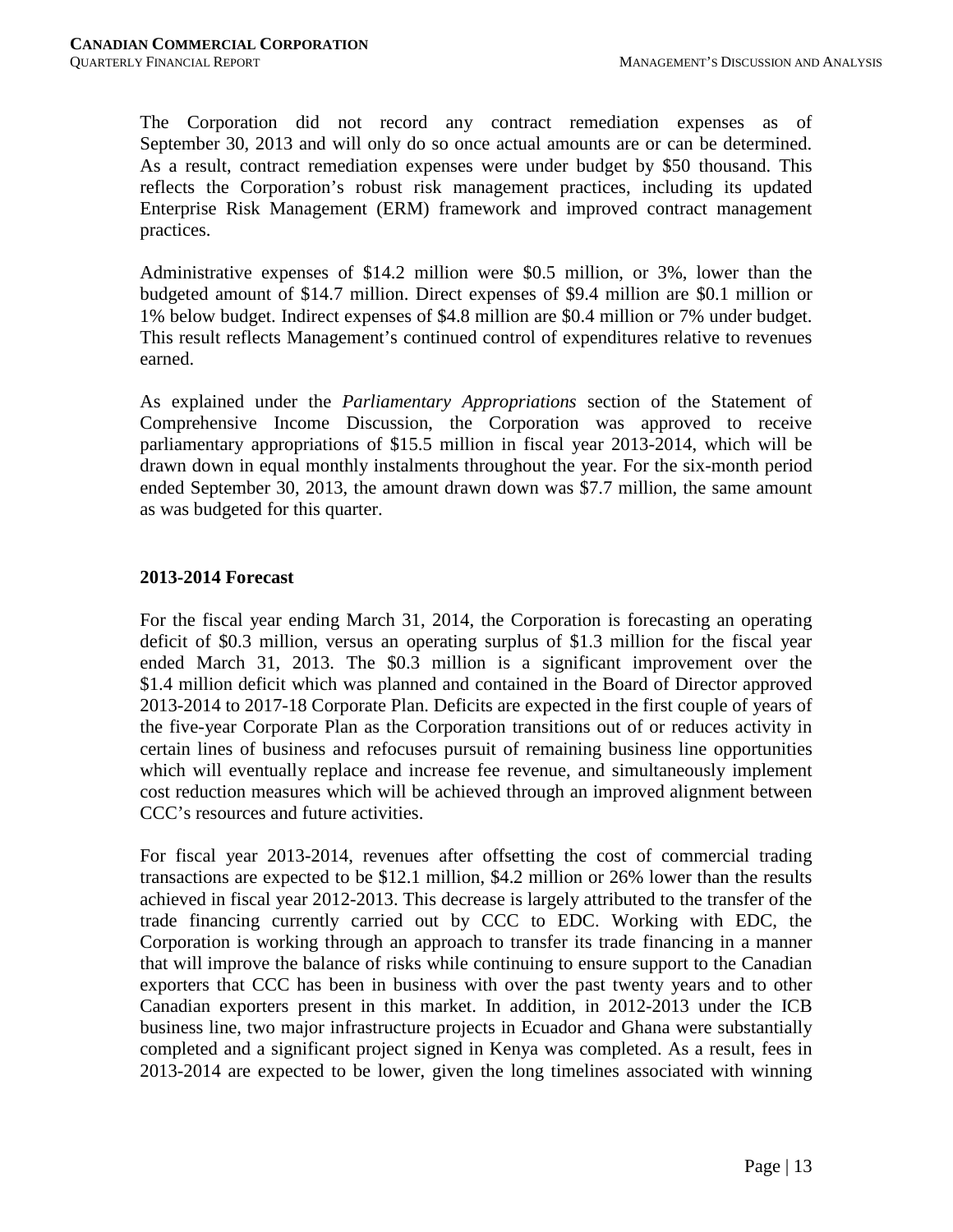The Corporation did not record any contract remediation expenses as of September 30, 2013 and will only do so once actual amounts are or can be determined. As a result, contract remediation expenses were under budget by $50 thousand. This reflects the Corporation's robust risk management practices, including its updated Enterprise Risk Management (ERM) framework and improved contract management practices.

Administrative expenses of $14.2 million were $0.5 million, or 3%, lower than the budgeted amount of $14.7 million. Direct expenses of $9.4 million are $0.1 million or 1% below budget. Indirect expenses of $4.8 million are $0.4 million or 7% under budget. This result reflects Management's continued control of expenditures relative to revenues earned.

As explained under the *Parliamentary Appropriations* section of the Statement of Comprehensive Income Discussion, the Corporation was approved to receive parliamentary appropriations of $15.5 million in fiscal year 2013-2014, which will be drawn down in equal monthly instalments throughout the year. For the six-month period ended September 30, 2013, the amount drawn down was $7.7 million, the same amount as was budgeted for this quarter.

**2013-2014 Forecast**

For the fiscal year ending March 31, 2014, the Corporation is forecasting an operating deficit of $0.3 million, versus an operating surplus of $1.3 million for the fiscal year ended March 31, 2013. The $0.3 million is a significant improvement over the $1.4 million deficit which was planned and contained in the Board of Director approved 2013-2014 to 2017-18 Corporate Plan. Deficits are expected in the first couple of years of the five-year Corporate Plan as the Corporation transitions out of or reduces activity in certain lines of business and refocuses pursuit of remaining business line opportunities which will eventually replace and increase fee revenue, and simultaneously implement cost reduction measures which will be achieved through an improved alignment between CCC's resources and future activities.

For fiscal year 2013-2014, revenues after offsetting the cost of commercial trading transactions are expected to be $12.1 million, $4.2 million or 26% lower than the results achieved in fiscal year 2012-2013. This decrease is largely attributed to the transfer of the trade financing currently carried out by CCC to EDC. Working with EDC, the Corporation is working through an approach to transfer its trade financing in a manner that will improve the balance of risks while continuing to ensure support to the Canadian exporters that CCC has been in business with over the past twenty years and to other Canadian exporters present in this market. In addition, in 2012-2013 under the ICB business line, two major infrastructure projects in Ecuador and Ghana were substantially completed and a significant project signed in Kenya was completed. As a result, fees in 2013-2014 are expected to be lower, given the long timelines associated with winning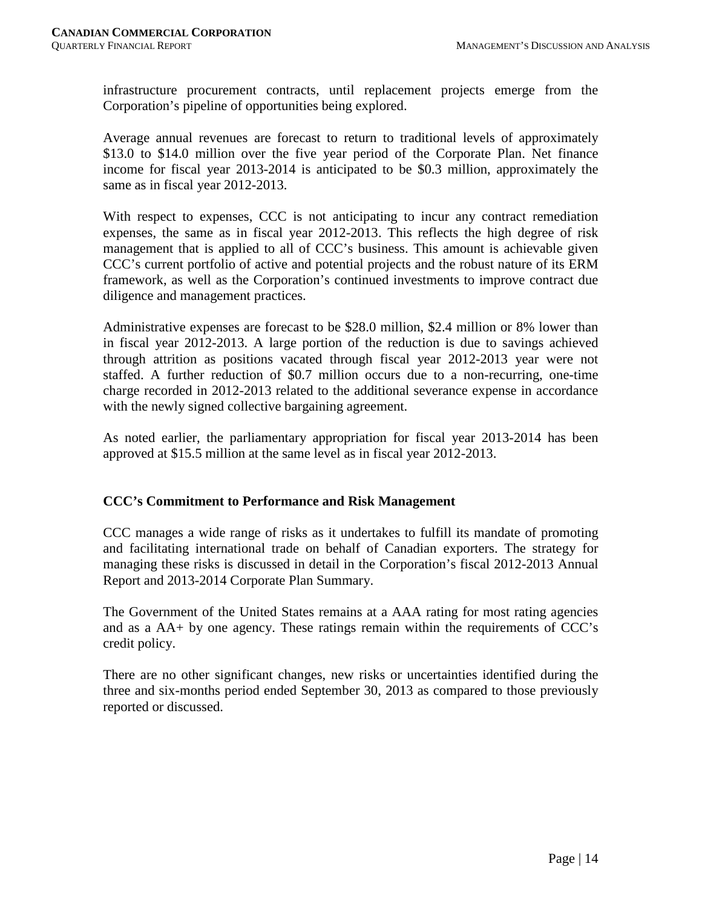infrastructure procurement contracts, until replacement projects emerge from the Corporation's pipeline of opportunities being explored.

Average annual revenues are forecast to return to traditional levels of approximately $13.0 to $14.0 million over the five year period of the Corporate Plan. Net finance income for fiscal year 2013-2014 is anticipated to be $0.3 million, approximately the same as in fiscal year 2012-2013.

With respect to expenses, CCC is not anticipating to incur any contract remediation expenses, the same as in fiscal year 2012-2013. This reflects the high degree of risk management that is applied to all of CCC's business. This amount is achievable given CCC's current portfolio of active and potential projects and the robust nature of its ERM framework, as well as the Corporation's continued investments to improve contract due diligence and management practices.

Administrative expenses are forecast to be $28.0 million, $2.4 million or 8% lower than in fiscal year 2012-2013. A large portion of the reduction is due to savings achieved through attrition as positions vacated through fiscal year 2012-2013 year were not staffed. A further reduction of $0.7 million occurs due to a non-recurring, one-time charge recorded in 2012-2013 related to the additional severance expense in accordance with the newly signed collective bargaining agreement.

As noted earlier, the parliamentary appropriation for fiscal year 2013-2014 has been approved at $15.5 million at the same level as in fiscal year 2012-2013.

**CCC's Commitment to Performance and Risk Management**

CCC manages a wide range of risks as it undertakes to fulfill its mandate of promoting and facilitating international trade on behalf of Canadian exporters. The strategy for managing these risks is discussed in detail in the Corporation's fiscal 2012-2013 Annual Report and 2013-2014 Corporate Plan Summary.

The Government of the United States remains at a AAA rating for most rating agencies and as a AA+ by one agency. These ratings remain within the requirements of CCC's credit policy.

There are no other significant changes, new risks or uncertainties identified during the three and six-months period ended September 30, 2013 as compared to those previously reported or discussed.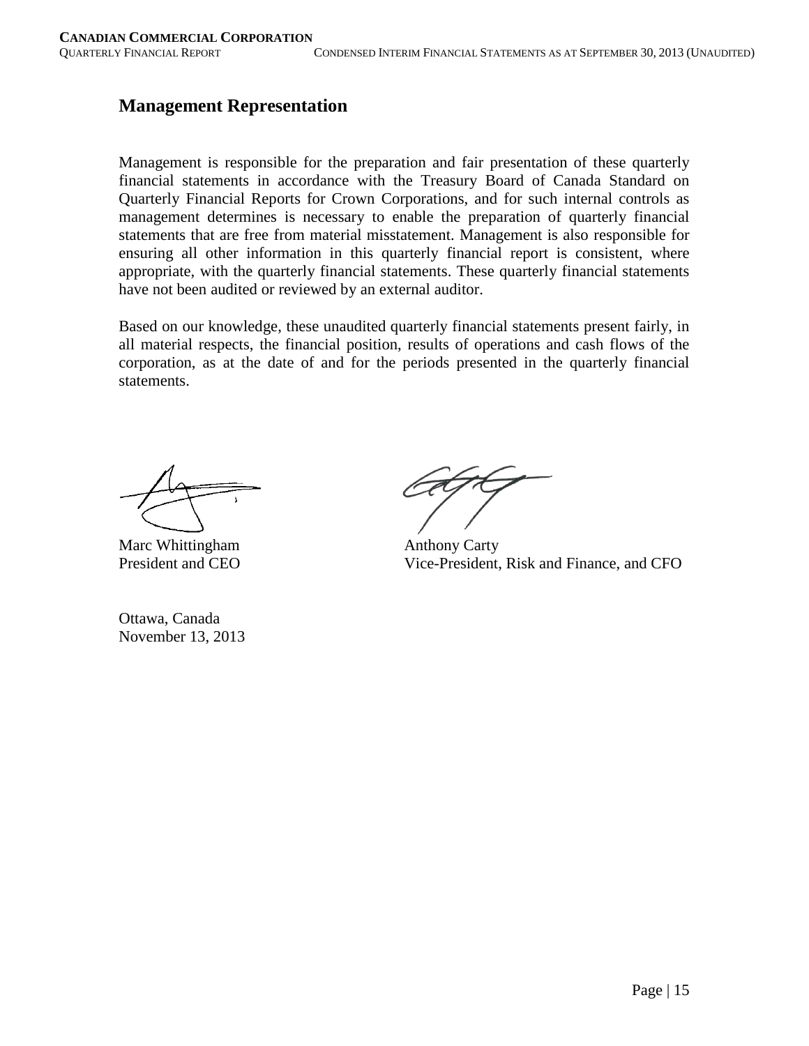## Management Representation

Management is responsible for the preparation and fair presentation of these quarterly financial statements in accordance with the Treasury Board of Canada Standard on Quarterly Financial Reports for Crown Corporations, and for such internal controls as management determines is necessary to enable the preparation of quarterly financial statements that are free from material misstatement. Management is also responsible for ensuring all other information in this quarterly financial report is consistent, where appropriate, with the quarterly financial statements. These quarterly financial statements have not been audited or reviewed by an external auditor.

Based on our knowledge, these unaudited quarterly financial statements present fairly, in all material respects, the financial position, results of operations and cash flows of the corporation, as at the date of and for the periods presented in the quarterly financial statements.

Marc Whittingham
President and CEO

Anthony Carty
Vice-President, Risk and Finance, and CFO

Ottawa, Canada
November 13, 2013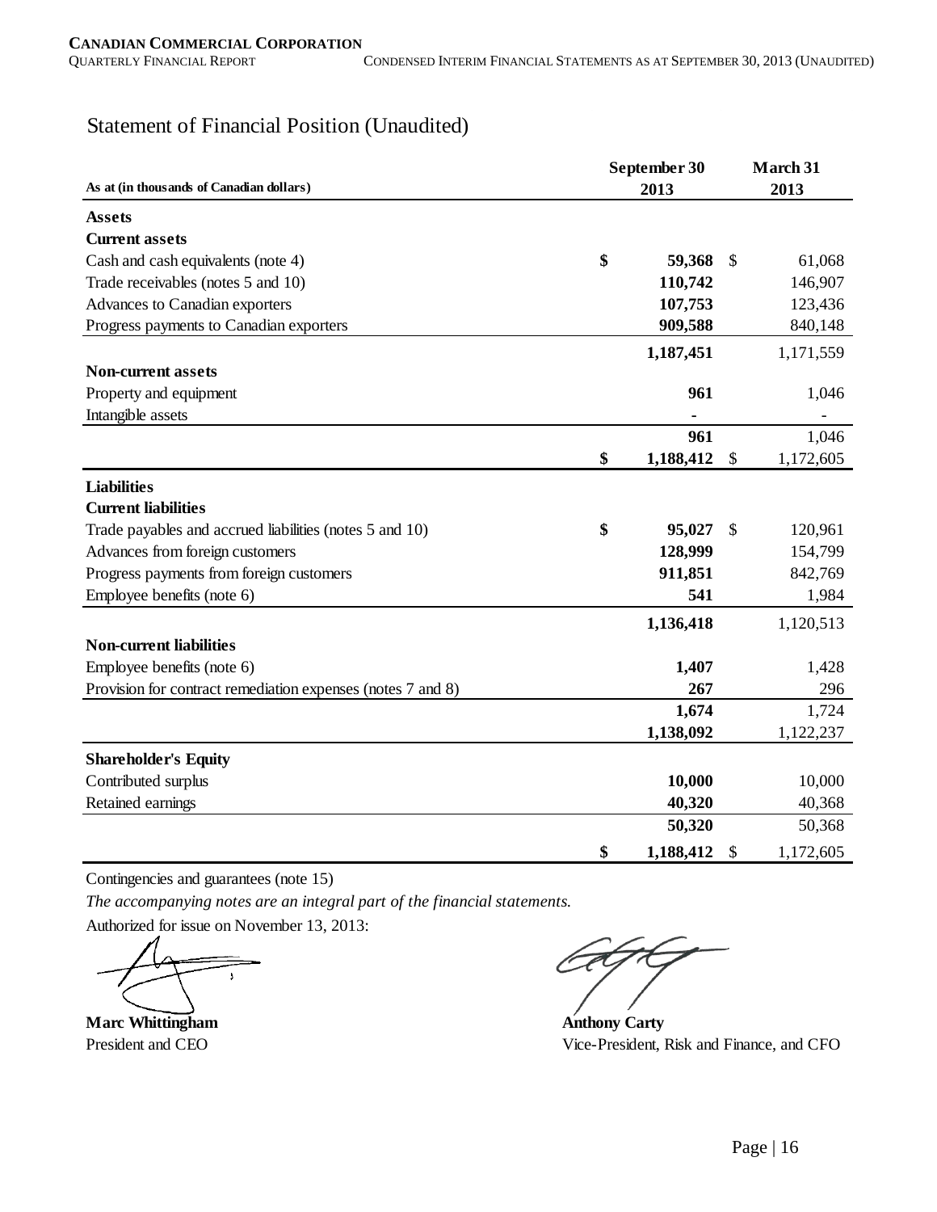# Statement of Financial Position (Unaudited)

| As at (in thousands of Canadian dollars) | September 30 2013 | March 31 2013 |
|---|---|---|
| **Assets** | | |
| **Current assets** | | |
| Cash and cash equivalents (note 4) | **$ 59,368** | $ 61,068 |
| Trade receivables (notes 5 and 10) | **110,742** | 146,907 |
| Advances to Canadian exporters | **107,753** | 123,436 |
| Progress payments to Canadian exporters | **909,588** | 840,148 |
| | **1,187,451** | 1,171,559 |
| **Non-current assets** | | |
| Property and equipment | **961** | 1,046 |
| Intangible assets | **-** | - |
| | **961** | 1,046 |
| | **$ 1,188,412** | $ 1,172,605 |
| **Liabilities** | | |
| **Current liabilities** | | |
| Trade payables and accrued liabilities (notes 5 and 10) | **$ 95,027** | $ 120,961 |
| Advances from foreign customers | **128,999** | 154,799 |
| Progress payments from foreign customers | **911,851** | 842,769 |
| Employee benefits (note 6) | **541** | 1,984 |
| | **1,136,418** | 1,120,513 |
| **Non-current liabilities** | | |
| Employee benefits (note 6) | **1,407** | 1,428 |
| Provision for contract remediation expenses (notes 7 and 8) | **267** | 296 |
| | **1,674** | 1,724 |
| | **1,138,092** | 1,122,237 |
| **Shareholder's Equity** | | |
| Contributed surplus | **10,000** | 10,000 |
| Retained earnings | **40,320** | 40,368 |
| | **50,320** | 50,368 |
| | **$ 1,188,412** | $ 1,172,605 |

Contingencies and guarantees (note 15)

*The accompanying notes are an integral part of the financial statements.*

Authorized for issue on November 13, 2013:

**Marc Whittingham**
President and CEO

**Anthony Carty**
Vice-President, Risk and Finance, and CFO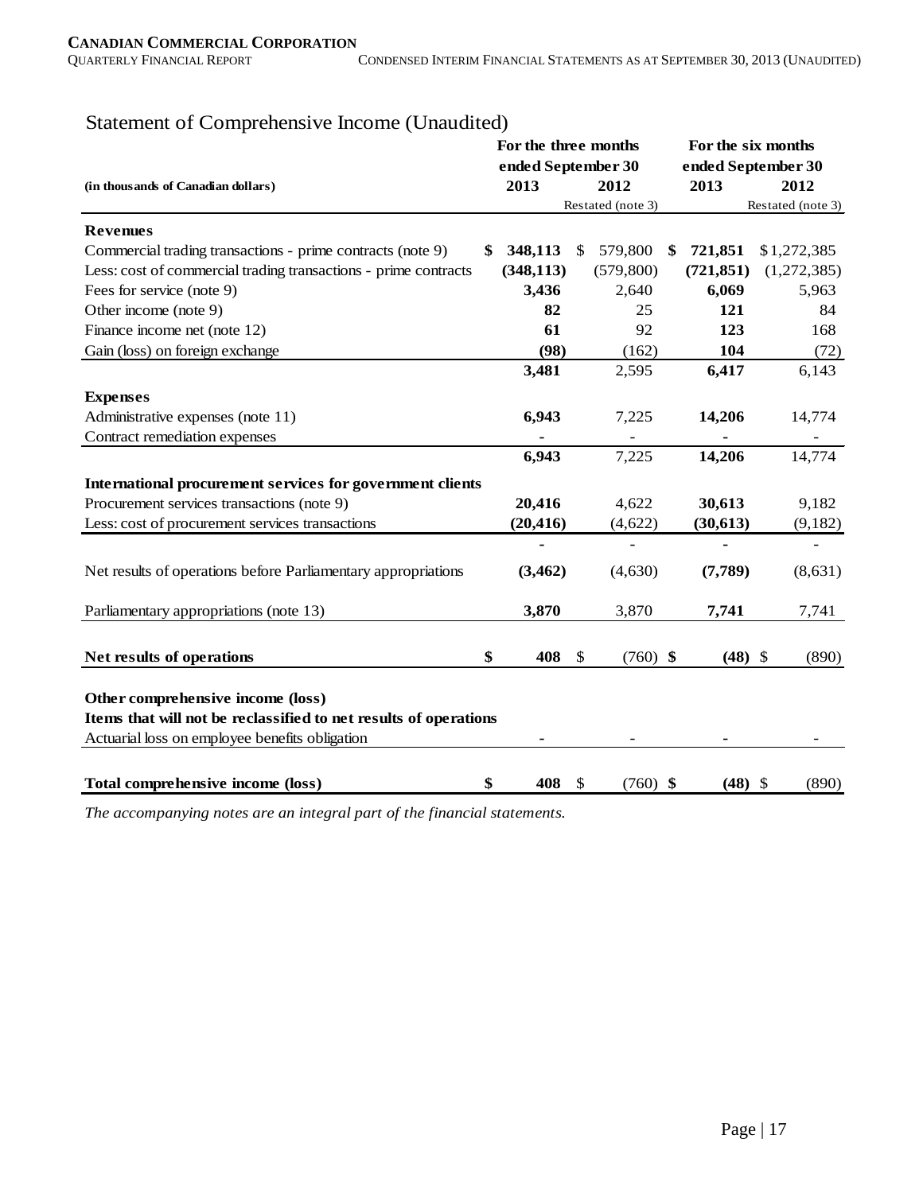## Statement of Comprehensive Income (Unaudited)

| (in thousands of Canadian dollars) | For the three months ended September 30 | | For the six months ended September 30 | |
|---|---|---|---|---|
| | 2013 | 2012 | 2013 | 2012 |
| | | Restated (note 3) | | Restated (note 3) |
| **Revenues** | | | | |
| Commercial trading transactions - prime contracts (note 9) | **$ 348,113** | $ 579,800 | **$ 721,851** | $1,272,385 |
| Less: cost of commercial trading transactions - prime contracts | **(348,113)** | (579,800) | **(721,851)** | (1,272,385) |
| Fees for service (note 9) | **3,436** | 2,640 | **6,069** | 5,963 |
| Other income (note 9) | **82** | 25 | **121** | 84 |
| Finance income net (note 12) | **61** | 92 | **123** | 168 |
| Gain (loss) on foreign exchange | **(98)** | (162) | **104** | (72) |
| | **3,481** | 2,595 | **6,417** | 6,143 |
| **Expenses** | | | | |
| Administrative expenses (note 11) | **6,943** | 7,225 | **14,206** | 14,774 |
| Contract remediation expenses | **-** | - | **-** | - |
| | **6,943** | 7,225 | **14,206** | 14,774 |
| **International procurement services for government clients** | | | | |
| Procurement services transactions (note 9) | **20,416** | 4,622 | **30,613** | 9,182 |
| Less: cost of procurement services transactions | **(20,416)** | (4,622) | **(30,613)** | (9,182) |
| | **-** | - | **-** | - |
| Net results of operations before Parliamentary appropriations | **(3,462)** | (4,630) | **(7,789)** | (8,631) |
| Parliamentary appropriations (note 13) | **3,870** | 3,870 | **7,741** | 7,741 |
| **Net results of operations** | **$ 408** | $ (760) | **$ (48)** | $ (890) |
| **Other comprehensive income (loss)** | | | | |
| **Items that will not be reclassified to net results of operations** | | | | |
| Actuarial loss on employee benefits obligation | **-** | - | **-** | - |
| **Total comprehensive income (loss)** | **$ 408** | $ (760) | **$ (48)** | $ (890) |

*The accompanying notes are an integral part of the financial statements.*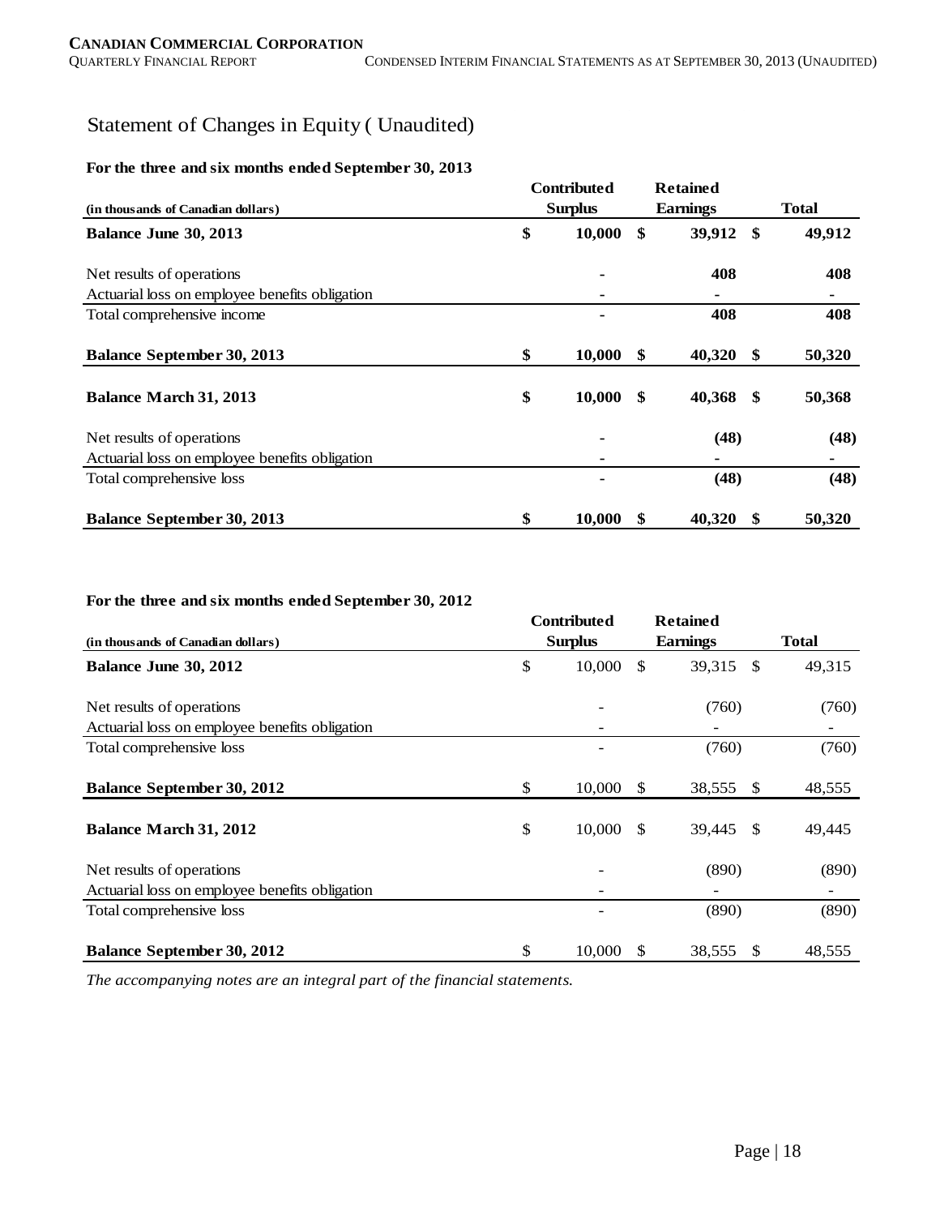# Statement of Changes in Equity ( Unaudited)

**For the three and six months ended September 30, 2013**

| (in thousands of Canadian dollars) | Contributed Surplus | Retained Earnings | Total |
|---|---|---|---|
| **Balance June 30, 2013** | **$ 10,000** | **$ 39,912** | **$ 49,912** |
| Net results of operations | **-** | **408** | **408** |
| Actuarial loss on employee benefits obligation | **-** | **-** | **-** |
| Total comprehensive income | **-** | **408** | **408** |
| **Balance September 30, 2013** | **$ 10,000** | **$ 40,320** | **$ 50,320** |
| **Balance March 31, 2013** | **$ 10,000** | **$ 40,368** | **$ 50,368** |
| Net results of operations | **-** | **(48)** | **(48)** |
| Actuarial loss on employee benefits obligation | **-** | **-** | **-** |
| Total comprehensive loss | **-** | **(48)** | **(48)** |
| **Balance September 30, 2013** | **$ 10,000** | **$ 40,320** | **$ 50,320** |

**For the three and six months ended September 30, 2012**

| (in thousands of Canadian dollars) | Contributed Surplus | Retained Earnings | Total |
|---|---|---|---|
| **Balance June 30, 2012** | $ 10,000 | $ 39,315 | $ 49,315 |
| Net results of operations | - | (760) | (760) |
| Actuarial loss on employee benefits obligation | - | - | - |
| Total comprehensive loss | - | (760) | (760) |
| **Balance September 30, 2012** | $ 10,000 | $ 38,555 | $ 48,555 |
| **Balance March 31, 2012** | $ 10,000 | $ 39,445 | $ 49,445 |
| Net results of operations | - | (890) | (890) |
| Actuarial loss on employee benefits obligation | - | - | - |
| Total comprehensive loss | - | (890) | (890) |
| **Balance September 30, 2012** | $ 10,000 | $ 38,555 | $ 48,555 |

*The accompanying notes are an integral part of the financial statements.*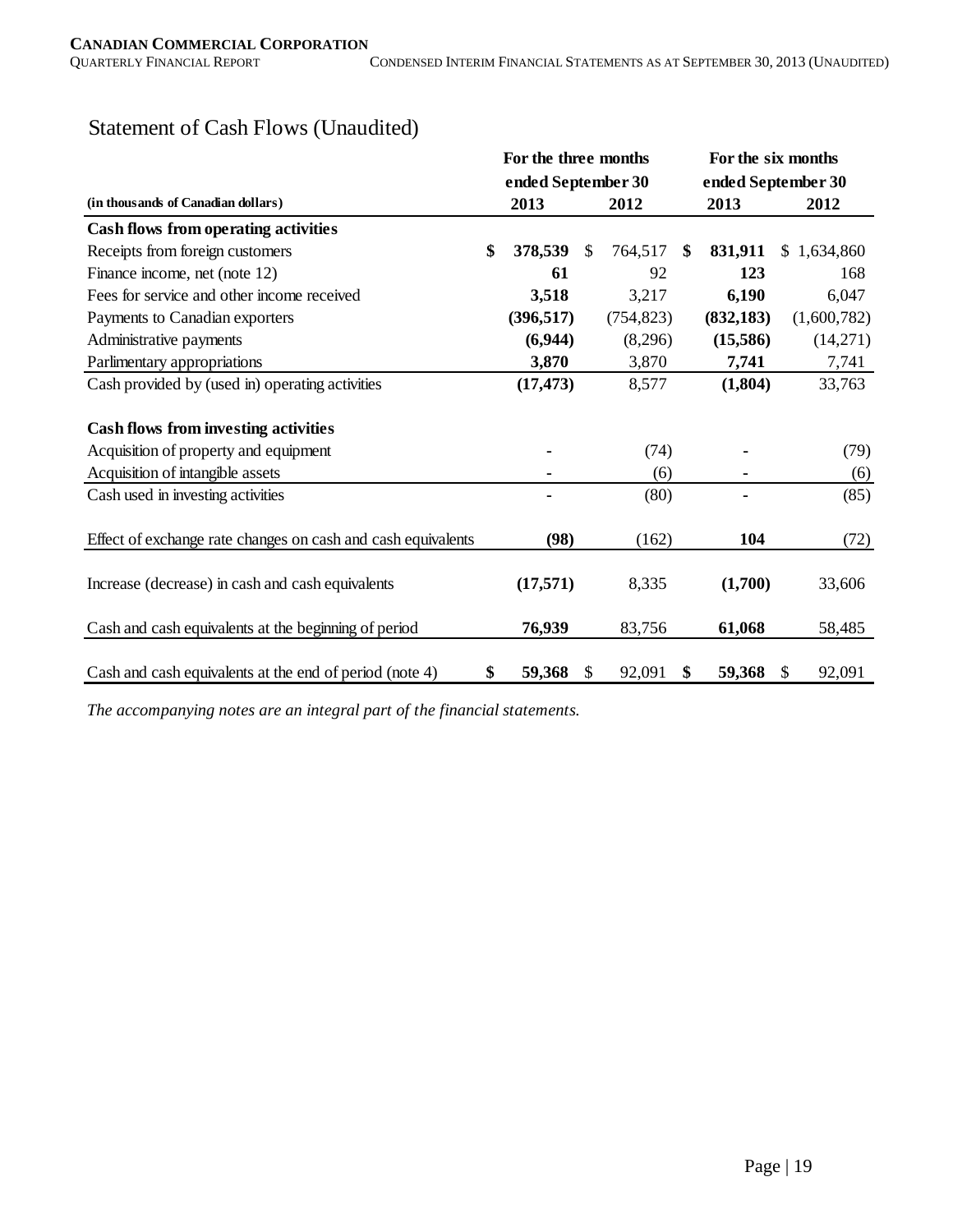## Statement of Cash Flows (Unaudited)

| (in thousands of Canadian dollars) | For the three months ended September 30 | | For the six months ended September 30 | |
|---|---|---|---|---|
| | 2013 | 2012 | 2013 | 2012 |
| **Cash flows from operating activities** | | | | |
| Receipts from foreign customers | **$ 378,539** | $ 764,517 | **$ 831,911** | $ 1,634,860 |
| Finance income, net (note 12) | **61** | 92 | **123** | 168 |
| Fees for service and other income received | **3,518** | 3,217 | **6,190** | 6,047 |
| Payments to Canadian exporters | **(396,517)** | (754,823) | **(832,183)** | (1,600,782) |
| Administrative payments | **(6,944)** | (8,296) | **(15,586)** | (14,271) |
| Parlimentary appropriations | **3,870** | 3,870 | **7,741** | 7,741 |
| Cash provided by (used in) operating activities | **(17,473)** | 8,577 | **(1,804)** | 33,763 |
| **Cash flows from investing activities** | | | | |
| Acquisition of property and equipment | **-** | (74) | **-** | (79) |
| Acquisition of intangible assets | **-** | (6) | **-** | (6) |
| Cash used in investing activities | **-** | (80) | **-** | (85) |
| Effect of exchange rate changes on cash and cash equivalents | **(98)** | (162) | **104** | (72) |
| Increase (decrease) in cash and cash equivalents | **(17,571)** | 8,335 | **(1,700)** | 33,606 |
| Cash and cash equivalents at the beginning of period | **76,939** | 83,756 | **61,068** | 58,485 |
| Cash and cash equivalents at the end of period (note 4) | **$ 59,368** | $ 92,091 | **$ 59,368** | $ 92,091 |

*The accompanying notes are an integral part of the financial statements.*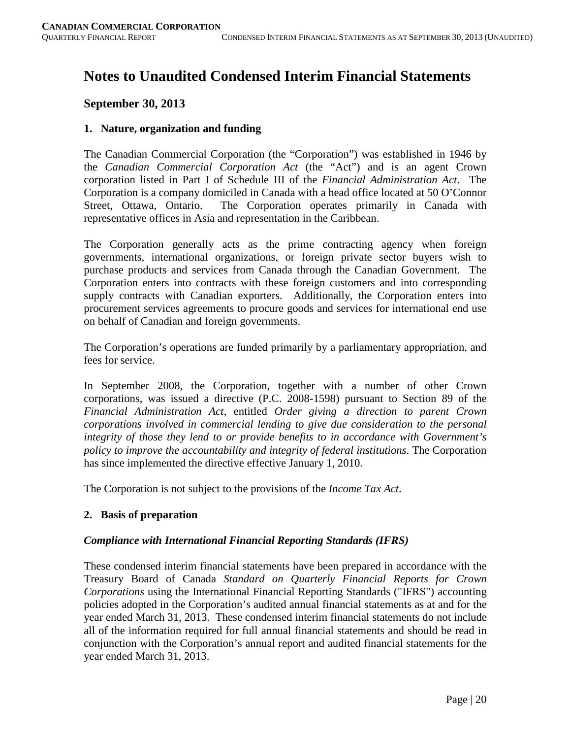# Notes to Unaudited Condensed Interim Financial Statements

## September 30, 2013

### 1. Nature, organization and funding

The Canadian Commercial Corporation (the "Corporation") was established in 1946 by the *Canadian Commercial Corporation Act* (the "Act") and is an agent Crown corporation listed in Part I of Schedule III of the *Financial Administration Act*. The Corporation is a company domiciled in Canada with a head office located at 50 O'Connor Street, Ottawa, Ontario. The Corporation operates primarily in Canada with representative offices in Asia and representation in the Caribbean.

The Corporation generally acts as the prime contracting agency when foreign governments, international organizations, or foreign private sector buyers wish to purchase products and services from Canada through the Canadian Government. The Corporation enters into contracts with these foreign customers and into corresponding supply contracts with Canadian exporters. Additionally, the Corporation enters into procurement services agreements to procure goods and services for international end use on behalf of Canadian and foreign governments.

The Corporation's operations are funded primarily by a parliamentary appropriation, and fees for service.

In September 2008, the Corporation, together with a number of other Crown corporations, was issued a directive (P.C. 2008-1598) pursuant to Section 89 of the *Financial Administration Act*, entitled *Order giving a direction to parent Crown corporations involved in commercial lending to give due consideration to the personal integrity of those they lend to or provide benefits to in accordance with Government's policy to improve the accountability and integrity of federal institutions*. The Corporation has since implemented the directive effective January 1, 2010.

The Corporation is not subject to the provisions of the *Income Tax Act*.

### 2. Basis of preparation

#### *Compliance with International Financial Reporting Standards (IFRS)*

These condensed interim financial statements have been prepared in accordance with the Treasury Board of Canada *Standard on Quarterly Financial Reports for Crown Corporations* using the International Financial Reporting Standards ("IFRS") accounting policies adopted in the Corporation's audited annual financial statements as at and for the year ended March 31, 2013. These condensed interim financial statements do not include all of the information required for full annual financial statements and should be read in conjunction with the Corporation's annual report and audited financial statements for the year ended March 31, 2013.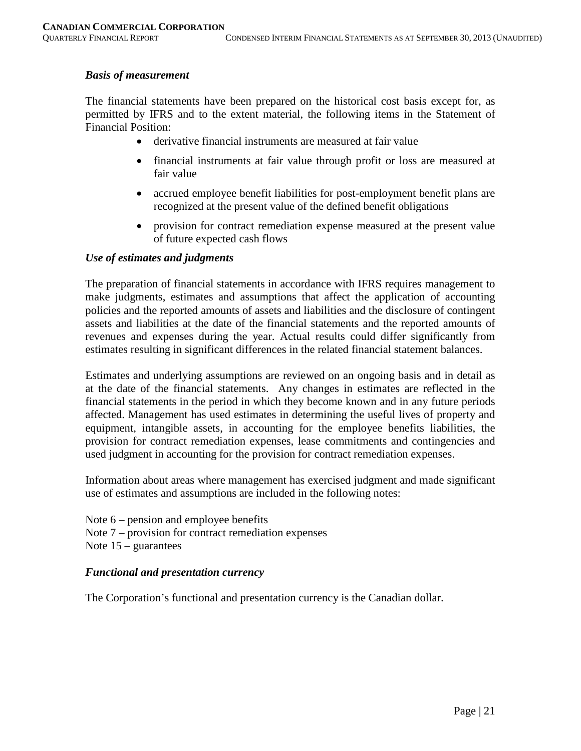### *Basis of measurement*

The financial statements have been prepared on the historical cost basis except for, as permitted by IFRS and to the extent material, the following items in the Statement of Financial Position:

- derivative financial instruments are measured at fair value
- financial instruments at fair value through profit or loss are measured at fair value
- accrued employee benefit liabilities for post-employment benefit plans are recognized at the present value of the defined benefit obligations
- provision for contract remediation expense measured at the present value of future expected cash flows

### *Use of estimates and judgments*

The preparation of financial statements in accordance with IFRS requires management to make judgments, estimates and assumptions that affect the application of accounting policies and the reported amounts of assets and liabilities and the disclosure of contingent assets and liabilities at the date of the financial statements and the reported amounts of revenues and expenses during the year. Actual results could differ significantly from estimates resulting in significant differences in the related financial statement balances.

Estimates and underlying assumptions are reviewed on an ongoing basis and in detail as at the date of the financial statements. Any changes in estimates are reflected in the financial statements in the period in which they become known and in any future periods affected. Management has used estimates in determining the useful lives of property and equipment, intangible assets, in accounting for the employee benefits liabilities, the provision for contract remediation expenses, lease commitments and contingencies and used judgment in accounting for the provision for contract remediation expenses.

Information about areas where management has exercised judgment and made significant use of estimates and assumptions are included in the following notes:

Note 6 – pension and employee benefits
Note 7 – provision for contract remediation expenses
Note 15 – guarantees

### *Functional and presentation currency*

The Corporation's functional and presentation currency is the Canadian dollar.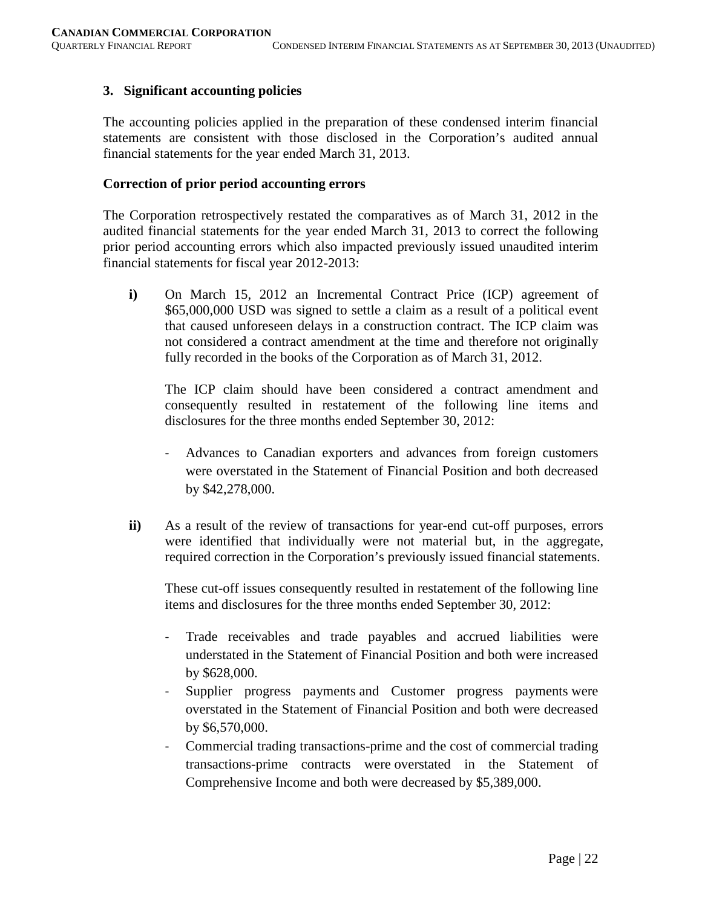## 3. Significant accounting policies

The accounting policies applied in the preparation of these condensed interim financial statements are consistent with those disclosed in the Corporation's audited annual financial statements for the year ended March 31, 2013.

### Correction of prior period accounting errors

The Corporation retrospectively restated the comparatives as of March 31, 2012 in the audited financial statements for the year ended March 31, 2013 to correct the following prior period accounting errors which also impacted previously issued unaudited interim financial statements for fiscal year 2012-2013:

**i)** On March 15, 2012 an Incremental Contract Price (ICP) agreement of \$65,000,000 USD was signed to settle a claim as a result of a political event that caused unforeseen delays in a construction contract. The ICP claim was not considered a contract amendment at the time and therefore not originally fully recorded in the books of the Corporation as of March 31, 2012.

The ICP claim should have been considered a contract amendment and consequently resulted in restatement of the following line items and disclosures for the three months ended September 30, 2012:

- Advances to Canadian exporters and advances from foreign customers were overstated in the Statement of Financial Position and both decreased by \$42,278,000.

**ii)** As a result of the review of transactions for year-end cut-off purposes, errors were identified that individually were not material but, in the aggregate, required correction in the Corporation's previously issued financial statements.

These cut-off issues consequently resulted in restatement of the following line items and disclosures for the three months ended September 30, 2012:

- Trade receivables and trade payables and accrued liabilities were understated in the Statement of Financial Position and both were increased by \$628,000.
- Supplier progress payments and Customer progress payments were overstated in the Statement of Financial Position and both were decreased by \$6,570,000.
- Commercial trading transactions-prime and the cost of commercial trading transactions-prime contracts were overstated in the Statement of Comprehensive Income and both were decreased by \$5,389,000.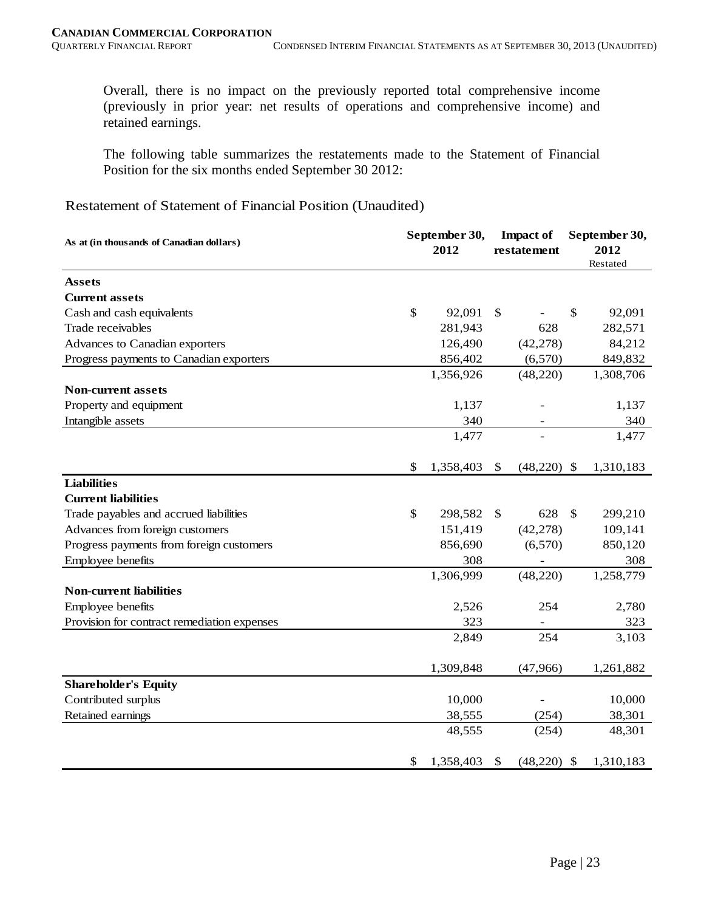Overall, there is no impact on the previously reported total comprehensive income (previously in prior year: net results of operations and comprehensive income) and retained earnings.

The following table summarizes the restatements made to the Statement of Financial Position for the six months ended September 30 2012:

Restatement of Statement of Financial Position (Unaudited)

| As at (in thousands of Canadian dollars) | September 30, 2012 | Impact of restatement | September 30, 2012 Restated |
|---|---|---|---|
| **Assets** | | | |
| **Current assets** | | | |
| Cash and cash equivalents | $ 92,091 | $ - | $ 92,091 |
| Trade receivables | 281,943 | 628 | 282,571 |
| Advances to Canadian exporters | 126,490 | (42,278) | 84,212 |
| Progress payments to Canadian exporters | 856,402 | (6,570) | 849,832 |
| | 1,356,926 | (48,220) | 1,308,706 |
| **Non-current assets** | | | |
| Property and equipment | 1,137 | - | 1,137 |
| Intangible assets | 340 | - | 340 |
| | 1,477 | - | 1,477 |
| | $ 1,358,403 | $ (48,220) | $ 1,310,183 |
| **Liabilities** | | | |
| **Current liabilities** | | | |
| Trade payables and accrued liabilities | $ 298,582 | $ 628 | $ 299,210 |
| Advances from foreign customers | 151,419 | (42,278) | 109,141 |
| Progress payments from foreign customers | 856,690 | (6,570) | 850,120 |
| Employee benefits | 308 | - | 308 |
| | 1,306,999 | (48,220) | 1,258,779 |
| **Non-current liabilities** | | | |
| Employee benefits | 2,526 | 254 | 2,780 |
| Provision for contract remediation expenses | 323 | - | 323 |
| | 2,849 | 254 | 3,103 |
| | 1,309,848 | (47,966) | 1,261,882 |
| **Shareholder's Equity** | | | |
| Contributed surplus | 10,000 | - | 10,000 |
| Retained earnings | 38,555 | (254) | 38,301 |
| | 48,555 | (254) | 48,301 |
| | $ 1,358,403 | $ (48,220) | $ 1,310,183 |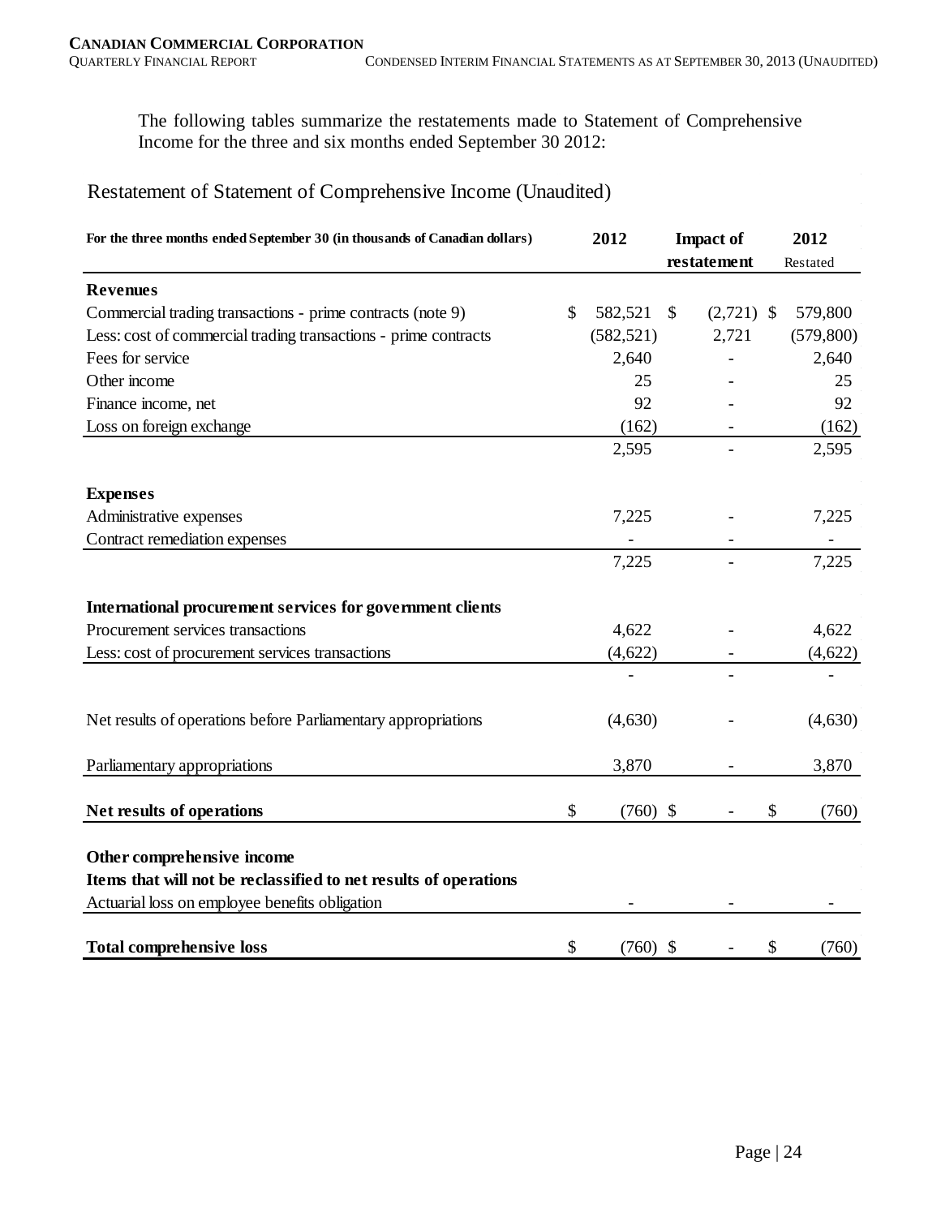The following tables summarize the restatements made to Statement of Comprehensive Income for the three and six months ended September 30 2012:

## Restatement of Statement of Comprehensive Income (Unaudited)

| For the three months ended September 30 (in thousands of Canadian dollars) | 2012 | Impact of restatement | 2012 Restated |
|---|---|---|---|
| **Revenues** | | | |
| Commercial trading transactions - prime contracts (note 9) | $ 582,521 | $ (2,721) | $ 579,800 |
| Less: cost of commercial trading transactions - prime contracts | (582,521) | 2,721 | (579,800) |
| Fees for service | 2,640 | - | 2,640 |
| Other income | 25 | - | 25 |
| Finance income, net | 92 | - | 92 |
| Loss on foreign exchange | (162) | - | (162) |
| | 2,595 | - | 2,595 |
| **Expenses** | | | |
| Administrative expenses | 7,225 | - | 7,225 |
| Contract remediation expenses | - | - | - |
| | 7,225 | - | 7,225 |
| **International procurement services for government clients** | | | |
| Procurement services transactions | 4,622 | - | 4,622 |
| Less: cost of procurement services transactions | (4,622) | - | (4,622) |
| | - | - | - |
| Net results of operations before Parliamentary appropriations | (4,630) | - | (4,630) |
| Parliamentary appropriations | 3,870 | - | 3,870 |
| **Net results of operations** | $ (760) | $ - | $ (760) |
| **Other comprehensive income** | | | |
| **Items that will not be reclassified to net results of operations** | | | |
| Actuarial loss on employee benefits obligation | - | - | - |
| **Total comprehensive loss** | $ (760) | $ - | $ (760) |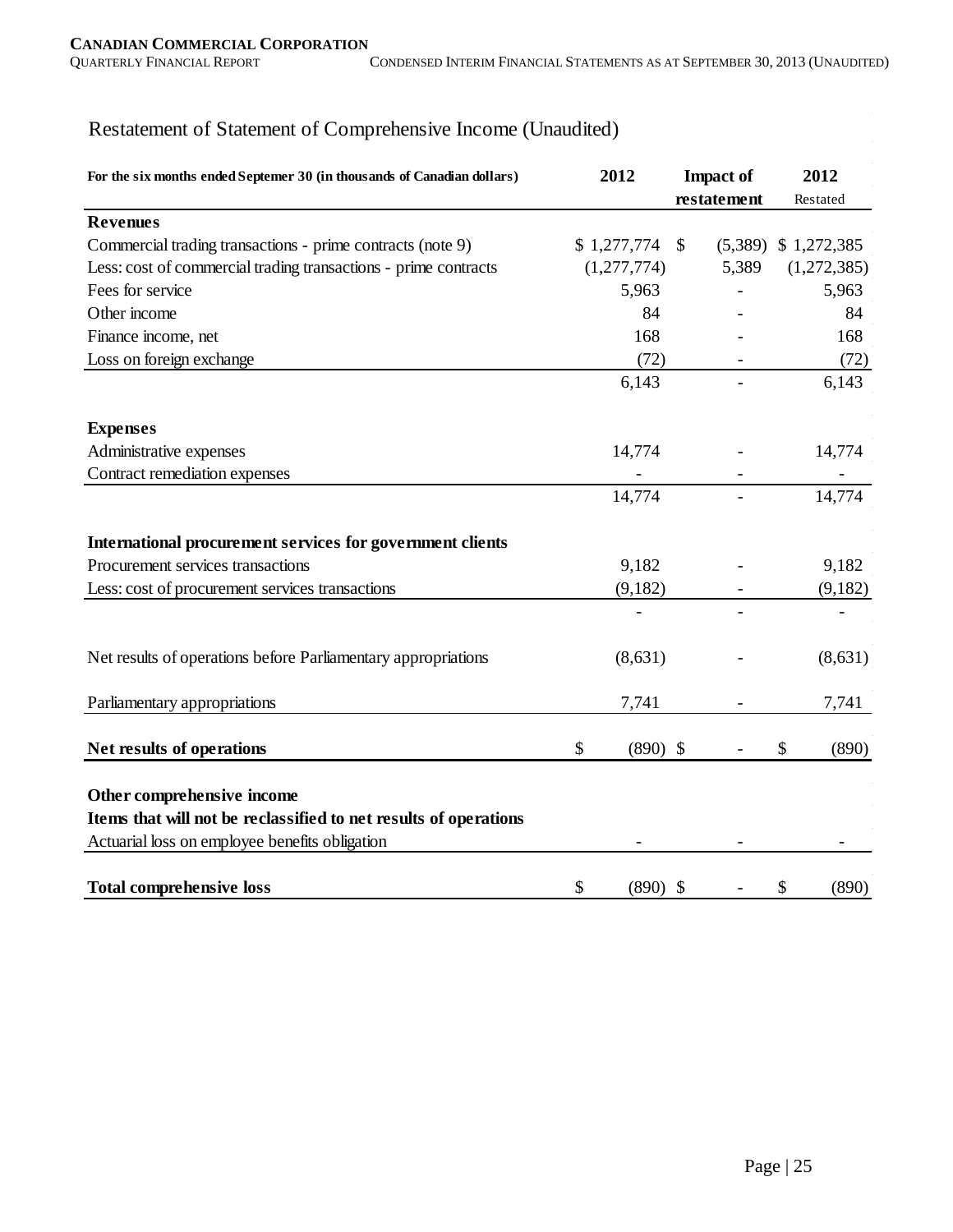# Restatement of Statement of Comprehensive Income (Unaudited)

| For the six months ended Septemer 30 (in thousands of Canadian dollars) | 2012 | Impact of restatement | 2012 Restated |
|---|---|---|---|
| **Revenues** | | | |
| Commercial trading transactions - prime contracts (note 9) | $ 1,277,774 | $ (5,389) | $ 1,272,385 |
| Less: cost of commercial trading transactions - prime contracts | (1,277,774) | 5,389 | (1,272,385) |
| Fees for service | 5,963 | - | 5,963 |
| Other income | 84 | - | 84 |
| Finance income, net | 168 | - | 168 |
| Loss on foreign exchange | (72) | - | (72) |
| | 6,143 | - | 6,143 |
| **Expenses** | | | |
| Administrative expenses | 14,774 | - | 14,774 |
| Contract remediation expenses | - | - | - |
| | 14,774 | - | 14,774 |
| **International procurement services for government clients** | | | |
| Procurement services transactions | 9,182 | - | 9,182 |
| Less: cost of procurement services transactions | (9,182) | - | (9,182) |
| | - | - | - |
| Net results of operations before Parliamentary appropriations | (8,631) | - | (8,631) |
| Parliamentary appropriations | 7,741 | - | 7,741 |
| **Net results of operations** | $ (890) | $ - | $ (890) |
| **Other comprehensive income** | | | |
| **Items that will not be reclassified to net results of operations** | | | |
| Actuarial loss on employee benefits obligation | - | - | - |
| **Total comprehensive loss** | $ (890) | $ - | $ (890) |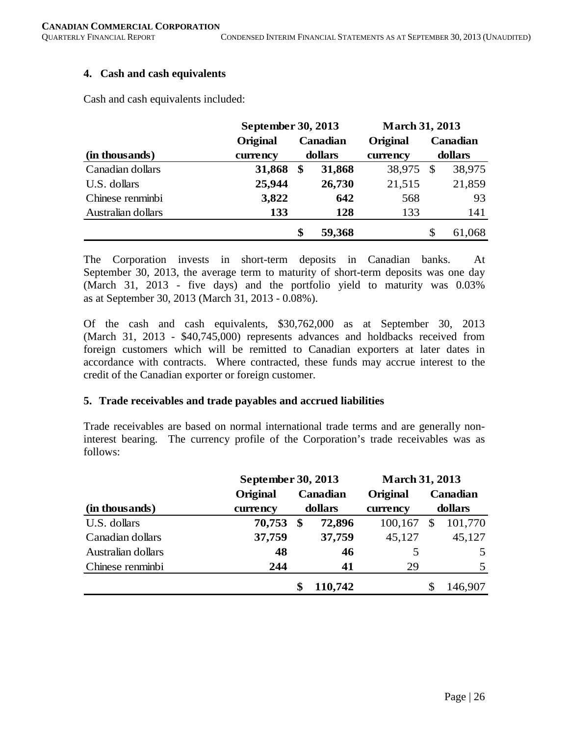## 4. Cash and cash equivalents

Cash and cash equivalents included:

| | September 30, 2013 | | March 31, 2013 | |
|---|---|---|---|---|
| (in thousands) | Original currency | Canadian dollars | Original currency | Canadian dollars |
| Canadian dollars | **31,868** | **$ 31,868** | 38,975 | $ 38,975 |
| U.S. dollars | **25,944** | **26,730** | 21,515 | 21,859 |
| Chinese renminbi | **3,822** | **642** | 568 | 93 |
| Australian dollars | **133** | **128** | 133 | 141 |
| | | **$ 59,368** | | $ 61,068 |

The Corporation invests in short-term deposits in Canadian banks. At September 30, 2013, the average term to maturity of short-term deposits was one day (March 31, 2013 - five days) and the portfolio yield to maturity was 0.03% as at September 30, 2013 (March 31, 2013 - 0.08%).

Of the cash and cash equivalents, $30,762,000 as at September 30, 2013 (March 31, 2013 - $40,745,000) represents advances and holdbacks received from foreign customers which will be remitted to Canadian exporters at later dates in accordance with contracts. Where contracted, these funds may accrue interest to the credit of the Canadian exporter or foreign customer.

## 5. Trade receivables and trade payables and accrued liabilities

Trade receivables are based on normal international trade terms and are generally non-interest bearing. The currency profile of the Corporation's trade receivables was as follows:

| | September 30, 2013 | | March 31, 2013 | |
|---|---|---|---|---|
| (in thousands) | Original currency | Canadian dollars | Original currency | Canadian dollars |
| U.S. dollars | **70,753** | **$ 72,896** | 100,167 | $ 101,770 |
| Canadian dollars | **37,759** | **37,759** | 45,127 | 45,127 |
| Australian dollars | **48** | **46** | 5 | 5 |
| Chinese renminbi | **244** | **41** | 29 | 5 |
| | | **$ 110,742** | | $ 146,907 |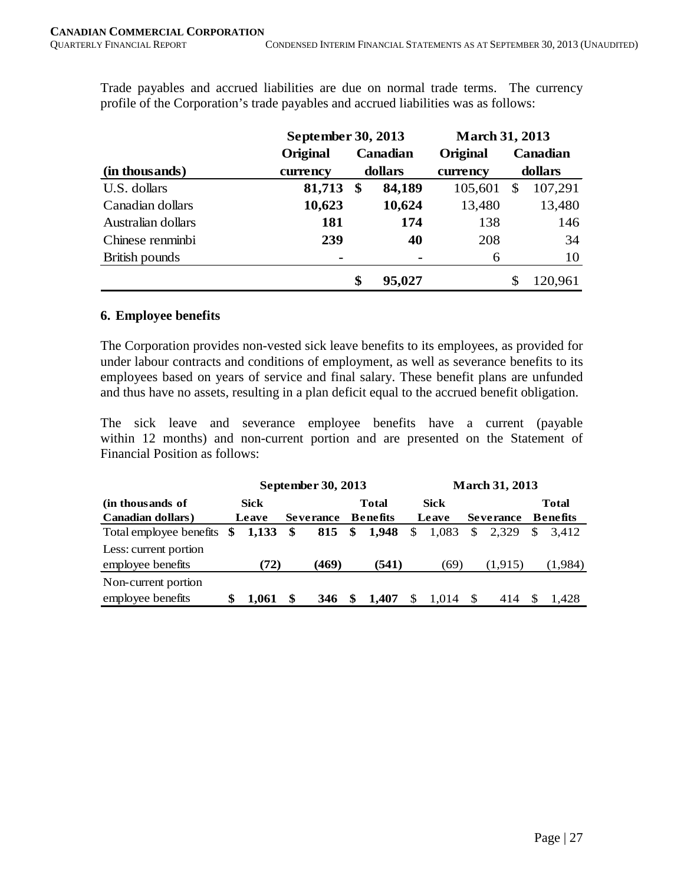Trade payables and accrued liabilities are due on normal trade terms. The currency profile of the Corporation's trade payables and accrued liabilities was as follows:

| | September 30, 2013 | | March 31, 2013 | |
|---|---|---|---|---|
| **(in thousands)** | **Original currency** | **Canadian dollars** | **Original currency** | **Canadian dollars** |
| U.S. dollars | **81,713** | **$ 84,189** | 105,601 | $ 107,291 |
| Canadian dollars | **10,623** | **10,624** | 13,480 | 13,480 |
| Australian dollars | **181** | **174** | 138 | 146 |
| Chinese renminbi | **239** | **40** | 208 | 34 |
| British pounds | **-** | **-** | 6 | 10 |
| | | **$ 95,027** | | $ 120,961 |

## 6. Employee benefits

The Corporation provides non-vested sick leave benefits to its employees, as provided for under labour contracts and conditions of employment, as well as severance benefits to its employees based on years of service and final salary. These benefit plans are unfunded and thus have no assets, resulting in a plan deficit equal to the accrued benefit obligation.

The sick leave and severance employee benefits have a current (payable within 12 months) and non-current portion and are presented on the Statement of Financial Position as follows:

| | September 30, 2013 | | | March 31, 2013 | | |
|---|---|---|---|---|---|---|
| **(in thousands of Canadian dollars)** | **Sick Leave** | **Severance** | **Total Benefits** | **Sick Leave** | **Severance** | **Total Benefits** |
| Total employee benefits | **$ 1,133** | **$ 815** | **$ 1,948** | $ 1,083 | $ 2,329 | $ 3,412 |
| Less: current portion employee benefits | **(72)** | **(469)** | **(541)** | (69) | (1,915) | (1,984) |
| Non-current portion employee benefits | **$ 1,061** | **$ 346** | **$ 1,407** | $ 1,014 | $ 414 | $ 1,428 |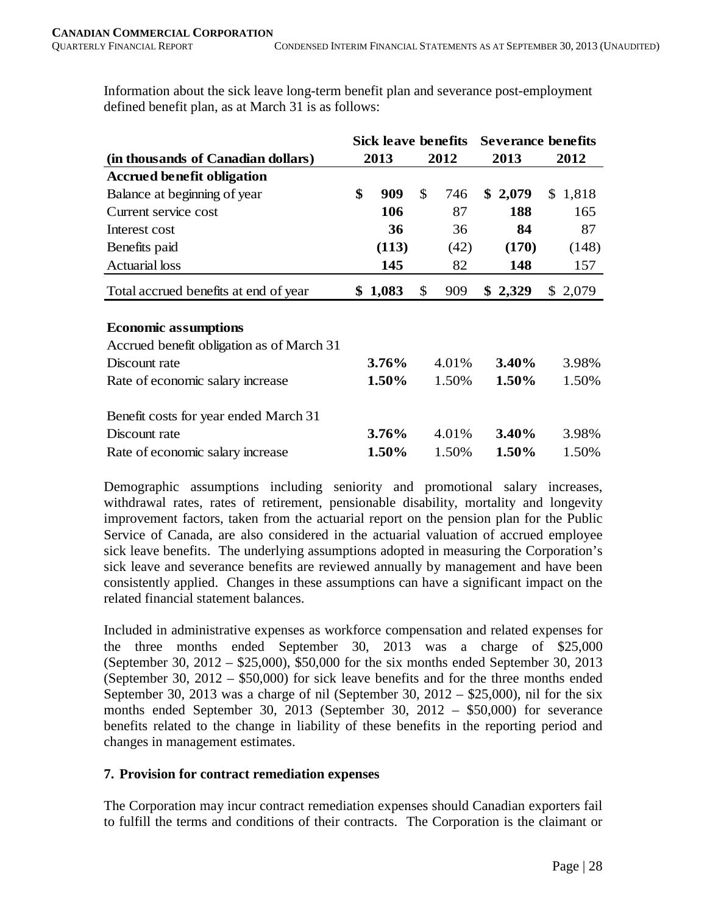Information about the sick leave long-term benefit plan and severance post-employment defined benefit plan, as at March 31 is as follows:

| (in thousands of Canadian dollars) | Sick leave benefits 2013 | Sick leave benefits 2012 | Severance benefits 2013 | Severance benefits 2012 |
|---|---|---|---|---|
| **Accrued benefit obligation** | | | | |
| Balance at beginning of year | **$ 909** | $ 746 | **$ 2,079** | $ 1,818 |
| Current service cost | **106** | 87 | **188** | 165 |
| Interest cost | **36** | 36 | **84** | 87 |
| Benefits paid | **(113)** | (42) | **(170)** | (148) |
| Actuarial loss | **145** | 82 | **148** | 157 |
| Total accrued benefits at end of year | **$ 1,083** | $ 909 | **$ 2,329** | $ 2,079 |
| | | | | |
| **Economic assumptions** | | | | |
| Accrued benefit obligation as of March 31 | | | | |
| Discount rate | **3.76%** | 4.01% | **3.40%** | 3.98% |
| Rate of economic salary increase | **1.50%** | 1.50% | **1.50%** | 1.50% |
| | | | | |
| Benefit costs for year ended March 31 | | | | |
| Discount rate | **3.76%** | 4.01% | **3.40%** | 3.98% |
| Rate of economic salary increase | **1.50%** | 1.50% | **1.50%** | 1.50% |

Demographic assumptions including seniority and promotional salary increases, withdrawal rates, rates of retirement, pensionable disability, mortality and longevity improvement factors, taken from the actuarial report on the pension plan for the Public Service of Canada, are also considered in the actuarial valuation of accrued employee sick leave benefits. The underlying assumptions adopted in measuring the Corporation's sick leave and severance benefits are reviewed annually by management and have been consistently applied. Changes in these assumptions can have a significant impact on the related financial statement balances.

Included in administrative expenses as workforce compensation and related expenses for the three months ended September 30, 2013 was a charge of $25,000 (September 30, 2012 – $25,000), $50,000 for the six months ended September 30, 2013 (September 30, 2012 – $50,000) for sick leave benefits and for the three months ended September 30, 2013 was a charge of nil (September 30, 2012 – $25,000), nil for the six months ended September 30, 2013 (September 30, 2012 – $50,000) for severance benefits related to the change in liability of these benefits in the reporting period and changes in management estimates.

## 7. Provision for contract remediation expenses

The Corporation may incur contract remediation expenses should Canadian exporters fail to fulfill the terms and conditions of their contracts. The Corporation is the claimant or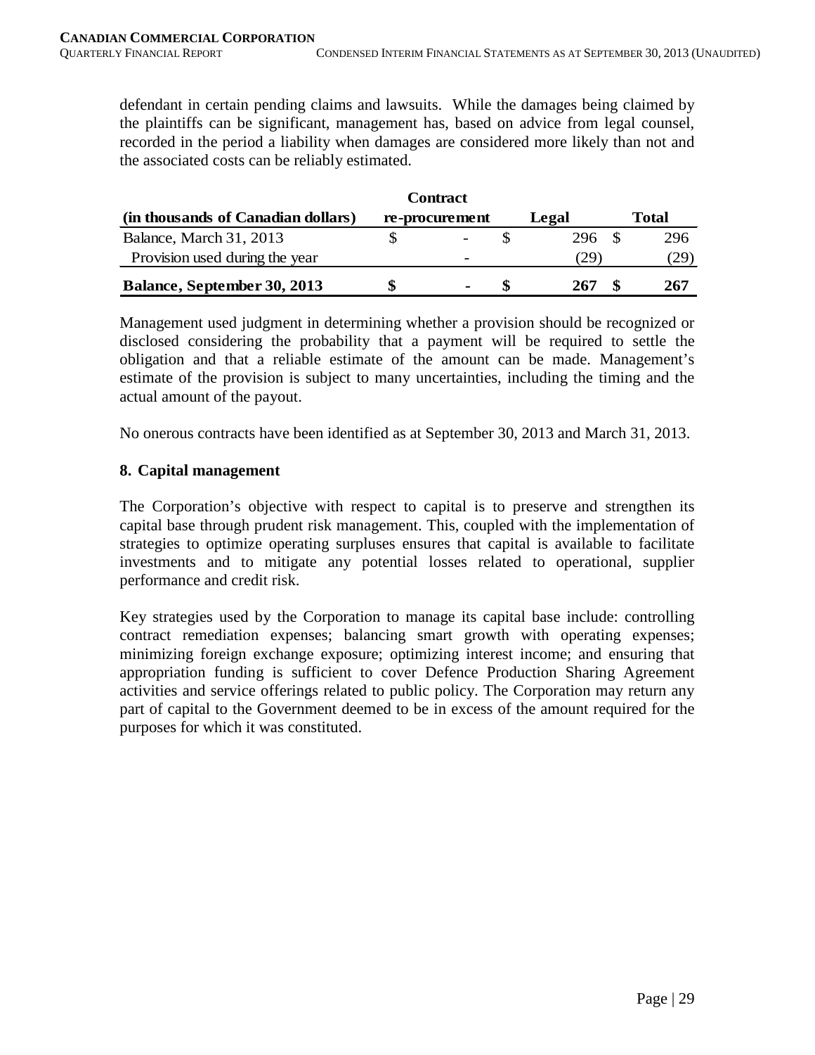defendant in certain pending claims and lawsuits. While the damages being claimed by the plaintiffs can be significant, management has, based on advice from legal counsel, recorded in the period a liability when damages are considered more likely than not and the associated costs can be reliably estimated.

| (in thousands of Canadian dollars) | Contract re-procurement | Legal | Total |
|---|---|---|---|
| Balance, March 31, 2013 | $ - | $ 296 | $ 296 |
| Provision used during the year | - | (29) | (29) |
| **Balance, September 30, 2013** | **$ -** | **$ 267** | **$ 267** |

Management used judgment in determining whether a provision should be recognized or disclosed considering the probability that a payment will be required to settle the obligation and that a reliable estimate of the amount can be made. Management's estimate of the provision is subject to many uncertainties, including the timing and the actual amount of the payout.

No onerous contracts have been identified as at September 30, 2013 and March 31, 2013.

### 8. Capital management

The Corporation's objective with respect to capital is to preserve and strengthen its capital base through prudent risk management. This, coupled with the implementation of strategies to optimize operating surpluses ensures that capital is available to facilitate investments and to mitigate any potential losses related to operational, supplier performance and credit risk.

Key strategies used by the Corporation to manage its capital base include: controlling contract remediation expenses; balancing smart growth with operating expenses; minimizing foreign exchange exposure; optimizing interest income; and ensuring that appropriation funding is sufficient to cover Defence Production Sharing Agreement activities and service offerings related to public policy. The Corporation may return any part of capital to the Government deemed to be in excess of the amount required for the purposes for which it was constituted.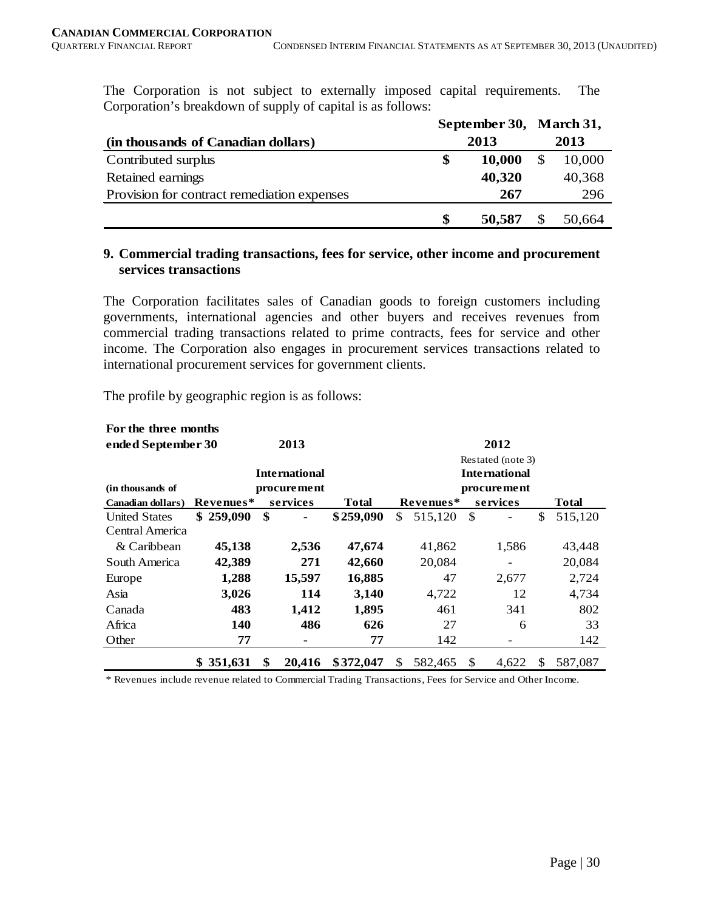The Corporation is not subject to externally imposed capital requirements. The Corporation's breakdown of supply of capital is as follows:

| (in thousands of Canadian dollars) | September 30, 2013 | March 31, 2013 |
|---|---|---|
| Contributed surplus | **$ 10,000** | $ 10,000 |
| Retained earnings | **40,320** | 40,368 |
| Provision for contract remediation expenses | **267** | 296 |
| | **$ 50,587** | $ 50,664 |

## 9. Commercial trading transactions, fees for service, other income and procurement services transactions

The Corporation facilitates sales of Canadian goods to foreign customers including governments, international agencies and other buyers and receives revenues from commercial trading transactions related to prime contracts, fees for service and other income. The Corporation also engages in procurement services transactions related to international procurement services for government clients.

The profile by geographic region is as follows:

| For the three months ended September 30 | 2013 | | | 2012 Restated (note 3) | | |
|---|---|---|---|---|---|---|
| (in thousands of Canadian dollars) | Revenues* | International procurement services | Total | Revenues* | International procurement services | Total |
| United States | **$ 259,090** | **$ -** | **$259,090** | $ 515,120 | $ - | $ 515,120 |
| Central America & Caribbean | **45,138** | **2,536** | **47,674** | 41,862 | 1,586 | 43,448 |
| South America | **42,389** | **271** | **42,660** | 20,084 | - | 20,084 |
| Europe | **1,288** | **15,597** | **16,885** | 47 | 2,677 | 2,724 |
| Asia | **3,026** | **114** | **3,140** | 4,722 | 12 | 4,734 |
| Canada | **483** | **1,412** | **1,895** | 461 | 341 | 802 |
| Africa | **140** | **486** | **626** | 27 | 6 | 33 |
| Other | **77** | **-** | **77** | 142 | - | 142 |
| | **$ 351,631** | **$ 20,416** | **$372,047** | $ 582,465 | $ 4,622 | $ 587,087 |

\* Revenues include revenue related to Commercial Trading Transactions, Fees for Service and Other Income.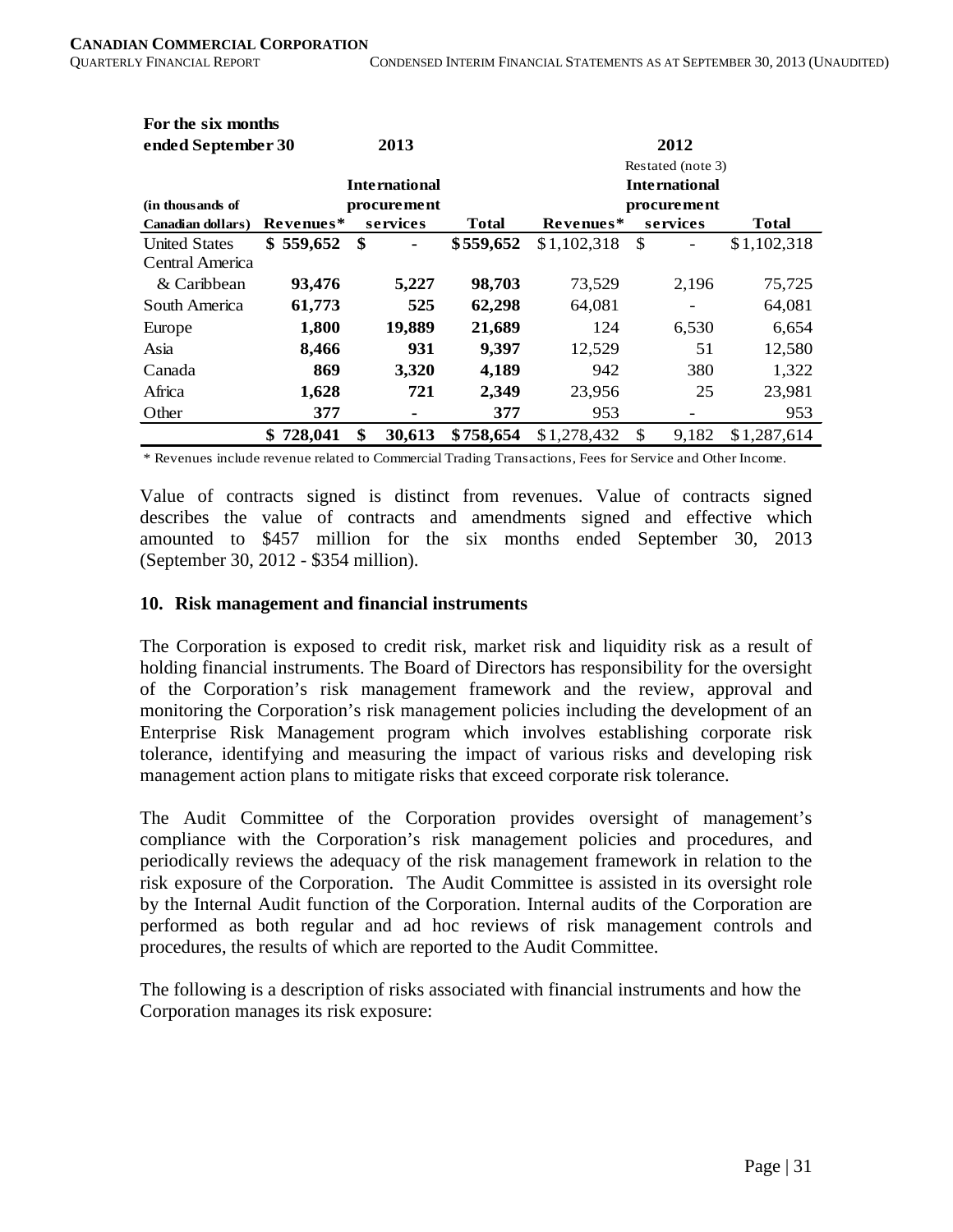| For the six months ended September 30 (in thousands of Canadian dollars) | 2013 Revenues* | 2013 International procurement services | 2013 Total | 2012 Restated (note 3) Revenues* | 2012 Restated (note 3) International procurement services | 2012 Restated (note 3) Total |
|---|---|---|---|---|---|---|
| United States | **$ 559,652** | **$ -** | **$559,652** | $1,102,318 | $ - | $1,102,318 |
| Central America & Caribbean | **93,476** | **5,227** | **98,703** | 73,529 | 2,196 | 75,725 |
| South America | **61,773** | **525** | **62,298** | 64,081 | - | 64,081 |
| Europe | **1,800** | **19,889** | **21,689** | 124 | 6,530 | 6,654 |
| Asia | **8,466** | **931** | **9,397** | 12,529 | 51 | 12,580 |
| Canada | **869** | **3,320** | **4,189** | 942 | 380 | 1,322 |
| Africa | **1,628** | **721** | **2,349** | 23,956 | 25 | 23,981 |
| Other | **377** | **-** | **377** | 953 | - | 953 |
| | **$ 728,041** | **$ 30,613** | **$758,654** | $1,278,432 | $ 9,182 | $1,287,614 |

\* Revenues include revenue related to Commercial Trading Transactions, Fees for Service and Other Income.

Value of contracts signed is distinct from revenues. Value of contracts signed describes the value of contracts and amendments signed and effective which amounted to $457 million for the six months ended September 30, 2013 (September 30, 2012 - $354 million).

## 10. Risk management and financial instruments

The Corporation is exposed to credit risk, market risk and liquidity risk as a result of holding financial instruments. The Board of Directors has responsibility for the oversight of the Corporation's risk management framework and the review, approval and monitoring the Corporation's risk management policies including the development of an Enterprise Risk Management program which involves establishing corporate risk tolerance, identifying and measuring the impact of various risks and developing risk management action plans to mitigate risks that exceed corporate risk tolerance.

The Audit Committee of the Corporation provides oversight of management's compliance with the Corporation's risk management policies and procedures, and periodically reviews the adequacy of the risk management framework in relation to the risk exposure of the Corporation. The Audit Committee is assisted in its oversight role by the Internal Audit function of the Corporation. Internal audits of the Corporation are performed as both regular and ad hoc reviews of risk management controls and procedures, the results of which are reported to the Audit Committee.

The following is a description of risks associated with financial instruments and how the Corporation manages its risk exposure: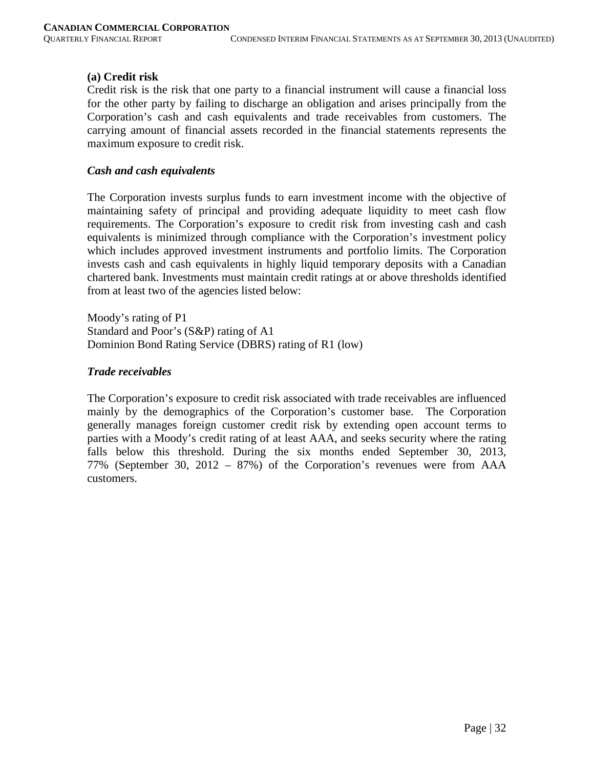**(a) Credit risk**

Credit risk is the risk that one party to a financial instrument will cause a financial loss for the other party by failing to discharge an obligation and arises principally from the Corporation's cash and cash equivalents and trade receivables from customers. The carrying amount of financial assets recorded in the financial statements represents the maximum exposure to credit risk.

***Cash and cash equivalents***

The Corporation invests surplus funds to earn investment income with the objective of maintaining safety of principal and providing adequate liquidity to meet cash flow requirements. The Corporation's exposure to credit risk from investing cash and cash equivalents is minimized through compliance with the Corporation's investment policy which includes approved investment instruments and portfolio limits. The Corporation invests cash and cash equivalents in highly liquid temporary deposits with a Canadian chartered bank. Investments must maintain credit ratings at or above thresholds identified from at least two of the agencies listed below:

Moody's rating of P1
Standard and Poor's (S&P) rating of A1
Dominion Bond Rating Service (DBRS) rating of R1 (low)

***Trade receivables***

The Corporation's exposure to credit risk associated with trade receivables are influenced mainly by the demographics of the Corporation's customer base. The Corporation generally manages foreign customer credit risk by extending open account terms to parties with a Moody's credit rating of at least AAA, and seeks security where the rating falls below this threshold. During the six months ended September 30, 2013, 77% (September 30, 2012 – 87%) of the Corporation's revenues were from AAA customers.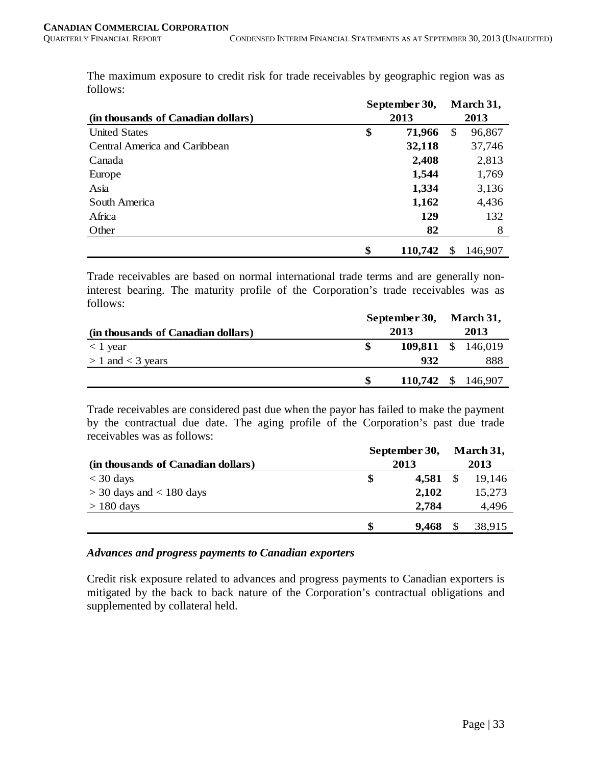The maximum exposure to credit risk for trade receivables by geographic region was as follows:

| (in thousands of Canadian dollars) | September 30, 2013 | March 31, 2013 |
|---|---|---|
| United States | **$ 71,966** | $ 96,867 |
| Central America and Caribbean | **32,118** | 37,746 |
| Canada | **2,408** | 2,813 |
| Europe | **1,544** | 1,769 |
| Asia | **1,334** | 3,136 |
| South America | **1,162** | 4,436 |
| Africa | **129** | 132 |
| Other | **82** | 8 |
| | **$ 110,742** | $ 146,907 |

Trade receivables are based on normal international trade terms and are generally non-interest bearing. The maturity profile of the Corporation's trade receivables was as follows:

| (in thousands of Canadian dollars) | September 30, 2013 | March 31, 2013 |
|---|---|---|
| < 1 year | **$ 109,811** | $ 146,019 |
| > 1 and < 3 years | **932** | 888 |
| | **$ 110,742** | $ 146,907 |

Trade receivables are considered past due when the payor has failed to make the payment by the contractual due date. The aging profile of the Corporation's past due trade receivables was as follows:

| (in thousands of Canadian dollars) | September 30, 2013 | March 31, 2013 |
|---|---|---|
| < 30 days | **$ 4,581** | $ 19,146 |
| > 30 days and < 180 days | **2,102** | 15,273 |
| > 180 days | **2,784** | 4,496 |
| | **$ 9,468** | $ 38,915 |

***Advances and progress payments to Canadian exporters***

Credit risk exposure related to advances and progress payments to Canadian exporters is mitigated by the back to back nature of the Corporation's contractual obligations and supplemented by collateral held.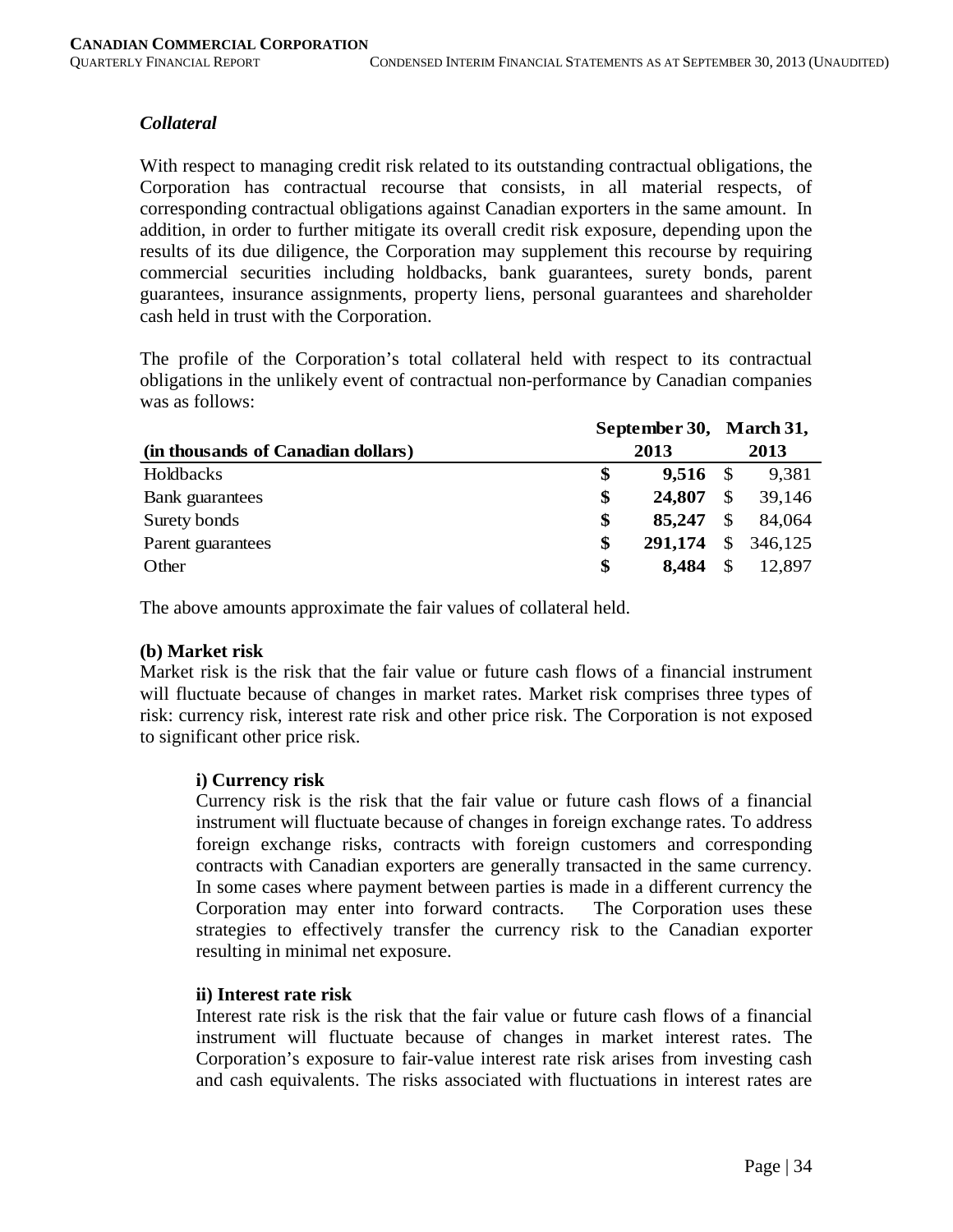### *Collateral*

With respect to managing credit risk related to its outstanding contractual obligations, the Corporation has contractual recourse that consists, in all material respects, of corresponding contractual obligations against Canadian exporters in the same amount. In addition, in order to further mitigate its overall credit risk exposure, depending upon the results of its due diligence, the Corporation may supplement this recourse by requiring commercial securities including holdbacks, bank guarantees, surety bonds, parent guarantees, insurance assignments, property liens, personal guarantees and shareholder cash held in trust with the Corporation.

The profile of the Corporation's total collateral held with respect to its contractual obligations in the unlikely event of contractual non-performance by Canadian companies was as follows:

| (in thousands of Canadian dollars) | September 30, 2013 | March 31, 2013 |
|---|---|---|
| Holdbacks | **$ 9,516** | $ 9,381 |
| Bank guarantees | **$ 24,807** | $ 39,146 |
| Surety bonds | **$ 85,247** | $ 84,064 |
| Parent guarantees | **$ 291,174** | $ 346,125 |
| Other | **$ 8,484** | $ 12,897 |

The above amounts approximate the fair values of collateral held.

**(b) Market risk**

Market risk is the risk that the fair value or future cash flows of a financial instrument will fluctuate because of changes in market rates. Market risk comprises three types of risk: currency risk, interest rate risk and other price risk. The Corporation is not exposed to significant other price risk.

**i) Currency risk**

Currency risk is the risk that the fair value or future cash flows of a financial instrument will fluctuate because of changes in foreign exchange rates. To address foreign exchange risks, contracts with foreign customers and corresponding contracts with Canadian exporters are generally transacted in the same currency. In some cases where payment between parties is made in a different currency the Corporation may enter into forward contracts. The Corporation uses these strategies to effectively transfer the currency risk to the Canadian exporter resulting in minimal net exposure.

**ii) Interest rate risk**

Interest rate risk is the risk that the fair value or future cash flows of a financial instrument will fluctuate because of changes in market interest rates. The Corporation's exposure to fair-value interest rate risk arises from investing cash and cash equivalents. The risks associated with fluctuations in interest rates are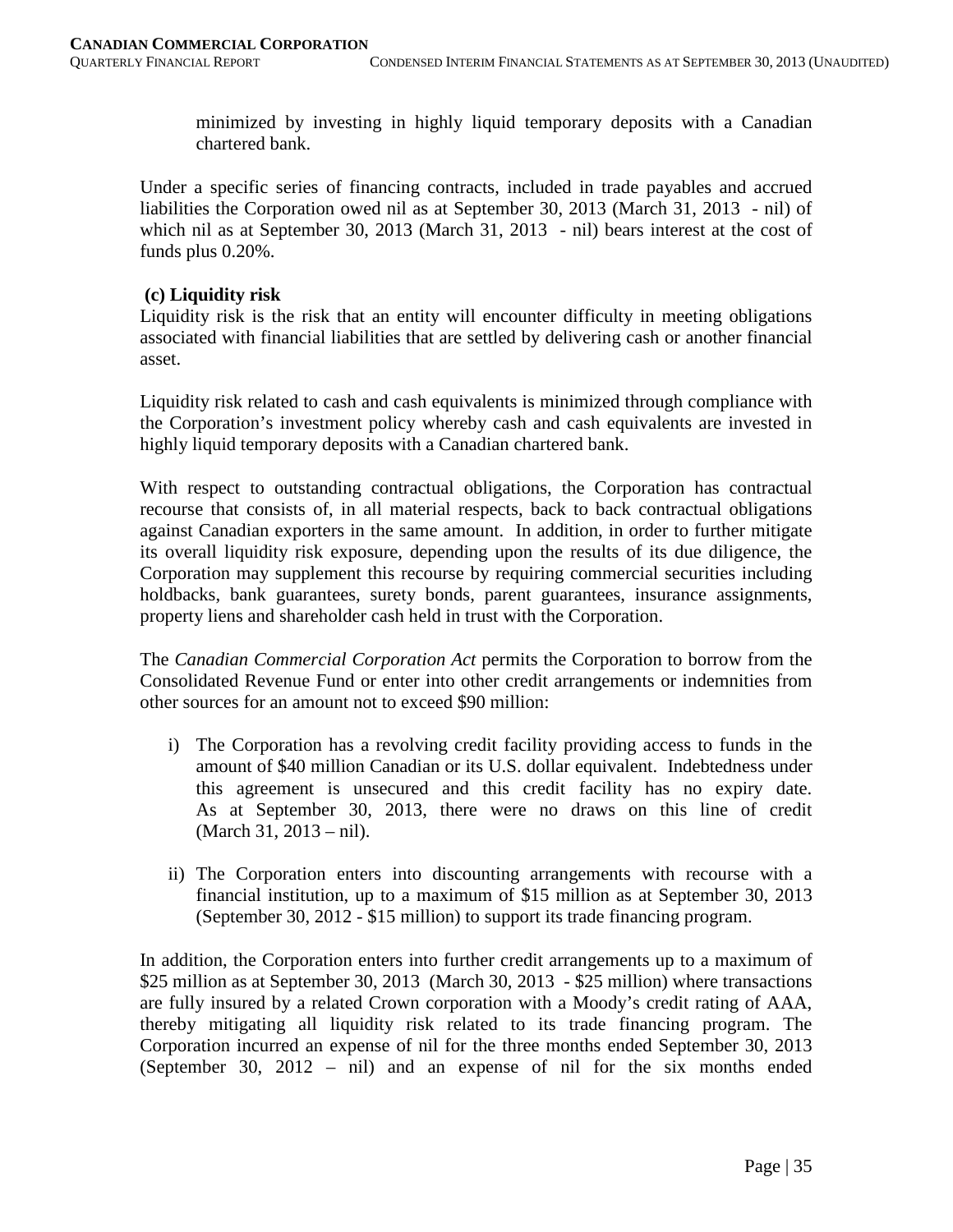minimized by investing in highly liquid temporary deposits with a Canadian chartered bank.

Under a specific series of financing contracts, included in trade payables and accrued liabilities the Corporation owed nil as at September 30, 2013 (March 31, 2013 - nil) of which nil as at September 30, 2013 (March 31, 2013 - nil) bears interest at the cost of funds plus 0.20%.

**(c) Liquidity risk**

Liquidity risk is the risk that an entity will encounter difficulty in meeting obligations associated with financial liabilities that are settled by delivering cash or another financial asset.

Liquidity risk related to cash and cash equivalents is minimized through compliance with the Corporation's investment policy whereby cash and cash equivalents are invested in highly liquid temporary deposits with a Canadian chartered bank.

With respect to outstanding contractual obligations, the Corporation has contractual recourse that consists of, in all material respects, back to back contractual obligations against Canadian exporters in the same amount. In addition, in order to further mitigate its overall liquidity risk exposure, depending upon the results of its due diligence, the Corporation may supplement this recourse by requiring commercial securities including holdbacks, bank guarantees, surety bonds, parent guarantees, insurance assignments, property liens and shareholder cash held in trust with the Corporation.

The *Canadian Commercial Corporation Act* permits the Corporation to borrow from the Consolidated Revenue Fund or enter into other credit arrangements or indemnities from other sources for an amount not to exceed $90 million:

i) The Corporation has a revolving credit facility providing access to funds in the amount of $40 million Canadian or its U.S. dollar equivalent. Indebtedness under this agreement is unsecured and this credit facility has no expiry date. As at September 30, 2013, there were no draws on this line of credit (March 31, 2013 – nil).

ii) The Corporation enters into discounting arrangements with recourse with a financial institution, up to a maximum of $15 million as at September 30, 2013 (September 30, 2012 - $15 million) to support its trade financing program.

In addition, the Corporation enters into further credit arrangements up to a maximum of $25 million as at September 30, 2013 (March 30, 2013 - $25 million) where transactions are fully insured by a related Crown corporation with a Moody's credit rating of AAA, thereby mitigating all liquidity risk related to its trade financing program. The Corporation incurred an expense of nil for the three months ended September 30, 2013 (September 30, 2012 – nil) and an expense of nil for the six months ended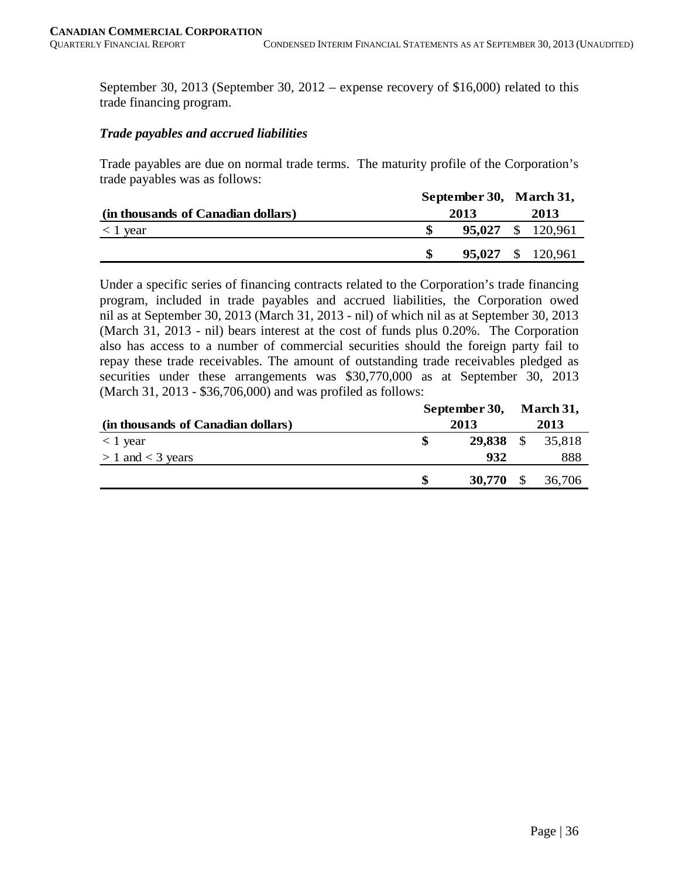September 30, 2013 (September 30, 2012 – expense recovery of $16,000) related to this trade financing program.

***Trade payables and accrued liabilities***

Trade payables are due on normal trade terms. The maturity profile of the Corporation's trade payables was as follows:

| (in thousands of Canadian dollars) | September 30, 2013 | March 31, 2013 |
|---|---|---|
| < 1 year | **$ 95,027** | $ 120,961 |
| | **$ 95,027** | $ 120,961 |

Under a specific series of financing contracts related to the Corporation's trade financing program, included in trade payables and accrued liabilities, the Corporation owed nil as at September 30, 2013 (March 31, 2013 - nil) of which nil as at September 30, 2013 (March 31, 2013 - nil) bears interest at the cost of funds plus 0.20%. The Corporation also has access to a number of commercial securities should the foreign party fail to repay these trade receivables. The amount of outstanding trade receivables pledged as securities under these arrangements was $30,770,000 as at September 30, 2013 (March 31, 2013 - $36,706,000) and was profiled as follows:

| (in thousands of Canadian dollars) | September 30, 2013 | March 31, 2013 |
|---|---|---|
| < 1 year | **$ 29,838** | $ 35,818 |
| > 1 and < 3 years | **932** | 888 |
| | **$ 30,770** | $ 36,706 |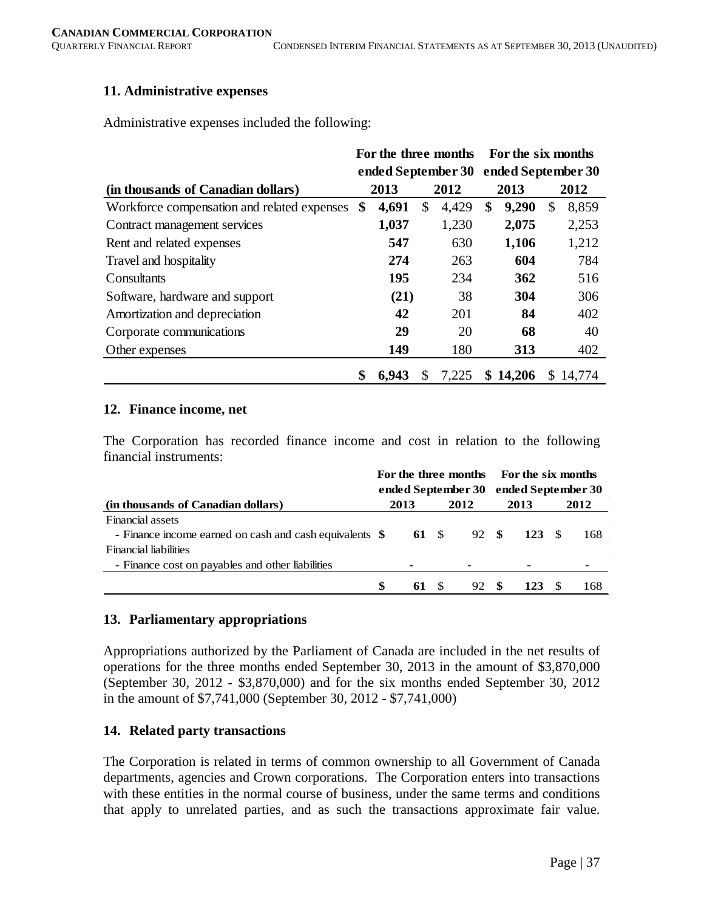### 11. Administrative expenses

Administrative expenses included the following:

| (in thousands of Canadian dollars) | For the three months ended September 30 2013 | 2012 | For the six months ended September 30 2013 | 2012 |
|---|---|---|---|---|
| Workforce compensation and related expenses | **$ 4,691** | $ 4,429 | **$ 9,290** | $ 8,859 |
| Contract management services | **1,037** | 1,230 | **2,075** | 2,253 |
| Rent and related expenses | **547** | 630 | **1,106** | 1,212 |
| Travel and hospitality | **274** | 263 | **604** | 784 |
| Consultants | **195** | 234 | **362** | 516 |
| Software, hardware and support | **(21)** | 38 | **304** | 306 |
| Amortization and depreciation | **42** | 201 | **84** | 402 |
| Corporate communications | **29** | 20 | **68** | 40 |
| Other expenses | **149** | 180 | **313** | 402 |
| | **$ 6,943** | $ 7,225 | **$ 14,206** | $ 14,774 |

### 12. Finance income, net

The Corporation has recorded finance income and cost in relation to the following financial instruments:

| (in thousands of Canadian dollars) | For the three months ended September 30 2013 | 2012 | For the six months ended September 30 2013 | 2012 |
|---|---|---|---|---|
| Financial assets | | | | |
| - Finance income earned on cash and cash equivalents | **$ 61** | $ 92 | **$ 123** | $ 168 |
| Financial liabilities | | | | |
| - Finance cost on payables and other liabilities | **-** | - | **-** | - |
| | **$ 61** | $ 92 | **$ 123** | $ 168 |

### 13. Parliamentary appropriations

Appropriations authorized by the Parliament of Canada are included in the net results of operations for the three months ended September 30, 2013 in the amount of $3,870,000 (September 30, 2012 - $3,870,000) and for the six months ended September 30, 2012 in the amount of $7,741,000 (September 30, 2012 - $7,741,000)

### 14. Related party transactions

The Corporation is related in terms of common ownership to all Government of Canada departments, agencies and Crown corporations. The Corporation enters into transactions with these entities in the normal course of business, under the same terms and conditions that apply to unrelated parties, and as such the transactions approximate fair value.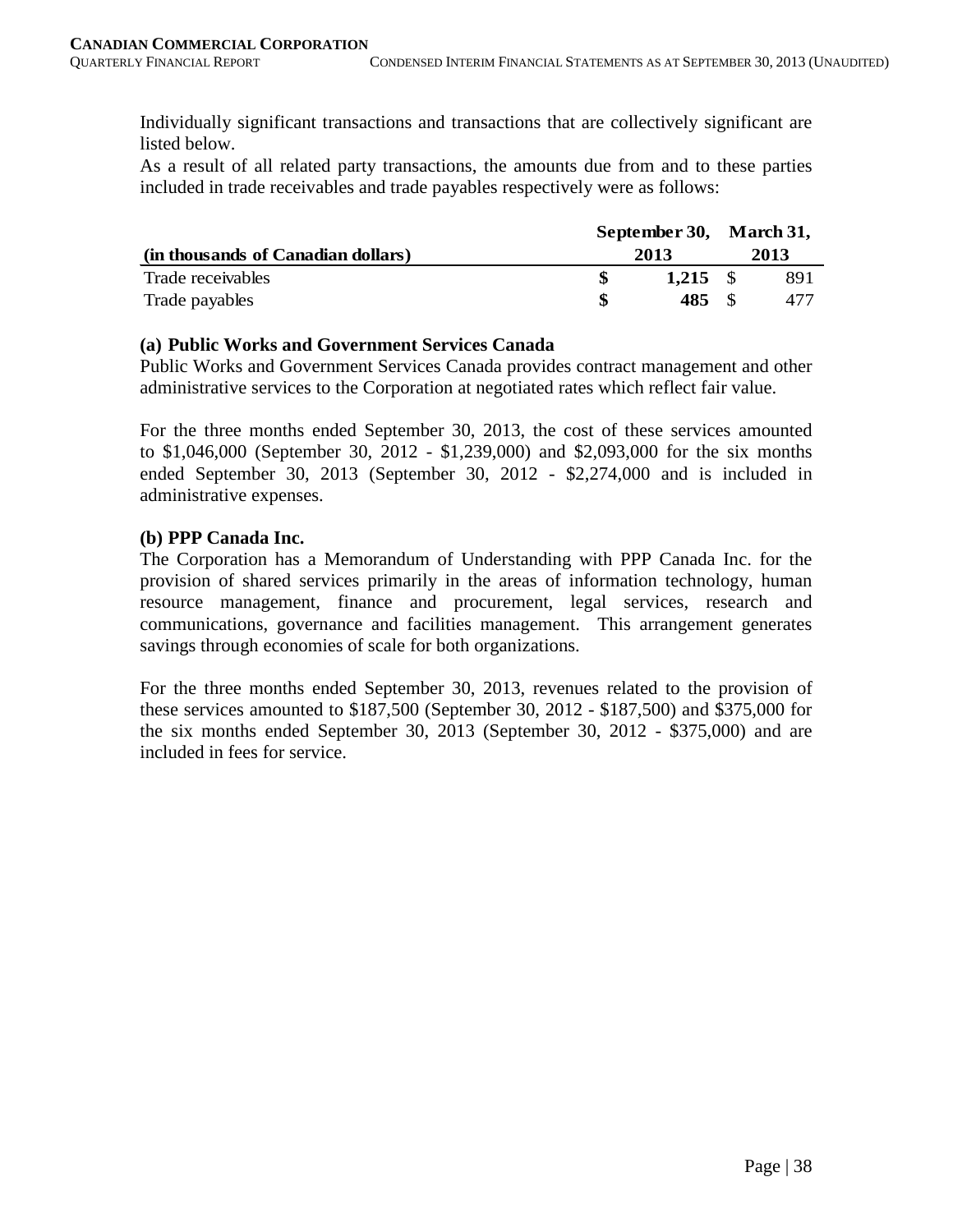Individually significant transactions and transactions that are collectively significant are listed below.
As a result of all related party transactions, the amounts due from and to these parties included in trade receivables and trade payables respectively were as follows:

| (in thousands of Canadian dollars) | September 30, 2013 | March 31, 2013 |
|---|---|---|
| Trade receivables | **$ 1,215** | $ 891 |
| Trade payables | **$ 485** | $ 477 |

**(a) Public Works and Government Services Canada**

Public Works and Government Services Canada provides contract management and other administrative services to the Corporation at negotiated rates which reflect fair value.

For the three months ended September 30, 2013, the cost of these services amounted to $1,046,000 (September 30, 2012 - $1,239,000) and $2,093,000 for the six months ended September 30, 2013 (September 30, 2012 - $2,274,000 and is included in administrative expenses.

**(b) PPP Canada Inc.**

The Corporation has a Memorandum of Understanding with PPP Canada Inc. for the provision of shared services primarily in the areas of information technology, human resource management, finance and procurement, legal services, research and communications, governance and facilities management. This arrangement generates savings through economies of scale for both organizations.

For the three months ended September 30, 2013, revenues related to the provision of these services amounted to $187,500 (September 30, 2012 - $187,500) and $375,000 for the six months ended September 30, 2013 (September 30, 2012 - $375,000) and are included in fees for service.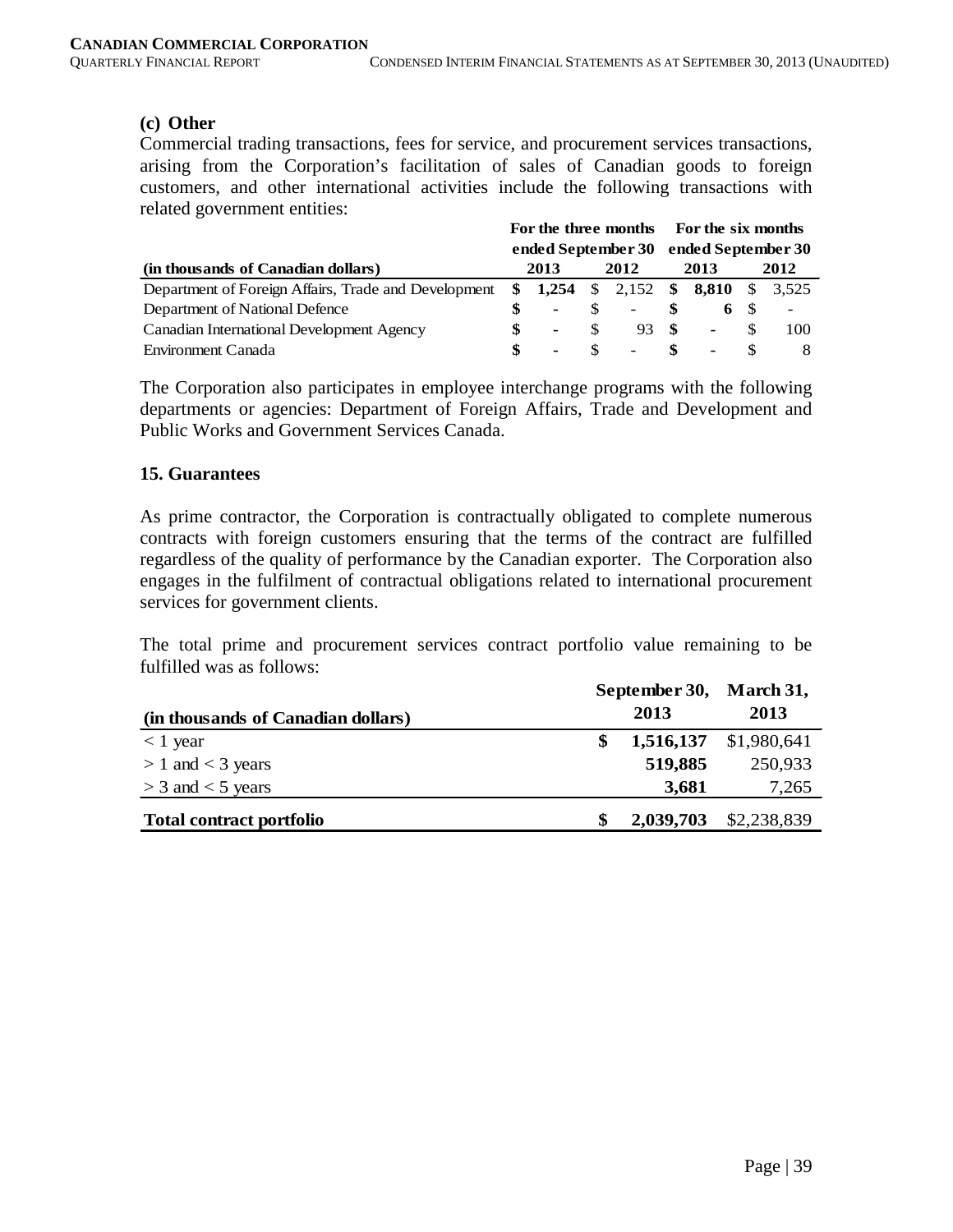**(c) Other**

Commercial trading transactions, fees for service, and procurement services transactions, arising from the Corporation's facilitation of sales of Canadian goods to foreign customers, and other international activities include the following transactions with related government entities:

| | For the three months ended September 30 | | For the six months ended September 30 | |
|---|---|---|---|---|
| (in thousands of Canadian dollars) | 2013 | 2012 | 2013 | 2012 |
| Department of Foreign Affairs, Trade and Development | **$ 1,254** | $ 2,152 | **$ 8,810** | $ 3,525 |
| Department of National Defence | **$ -** | $ - | **$ 6** | $ - |
| Canadian International Development Agency | **$ -** | $ 93 | **$ -** | $ 100 |
| Environment Canada | **$ -** | $ - | **$ -** | $ 8 |

The Corporation also participates in employee interchange programs with the following departments or agencies: Department of Foreign Affairs, Trade and Development and Public Works and Government Services Canada.

## 15. Guarantees

As prime contractor, the Corporation is contractually obligated to complete numerous contracts with foreign customers ensuring that the terms of the contract are fulfilled regardless of the quality of performance by the Canadian exporter. The Corporation also engages in the fulfilment of contractual obligations related to international procurement services for government clients.

The total prime and procurement services contract portfolio value remaining to be fulfilled was as follows:

| (in thousands of Canadian dollars) | September 30, 2013 | March 31, 2013 |
|---|---|---|
| < 1 year | **$ 1,516,137** | $1,980,641 |
| > 1 and < 3 years | **519,885** | 250,933 |
| > 3 and < 5 years | **3,681** | 7,265 |
| **Total contract portfolio** | **$ 2,039,703** | $2,238,839 |